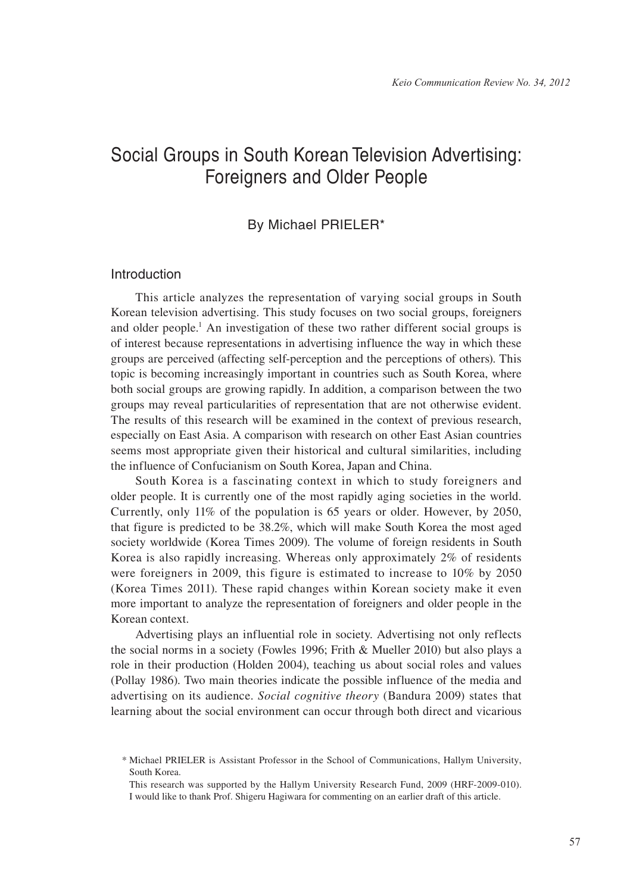# Social Groups in South Korean Television Advertising: Foreigners and Older People

By Michael PRIELER*

## Introduction

This article analyzes the representation of varying social groups in South Korean television advertising. This study focuses on two social groups, foreigners and older people.[1] An investigation of these two rather different social groups is of interest because representations in advertising influence the way in which these groups are perceived (affecting self-perception and the perceptions of others). This topic is becoming increasingly important in countries such as South Korea, where both social groups are growing rapidly. In addition, a comparison between the two groups may reveal particularities of representation that are not otherwise evident. The results of this research will be examined in the context of previous research, especially on East Asia. A comparison with research on other East Asian countries seems most appropriate given their historical and cultural similarities, including the influence of Confucianism on South Korea, Japan and China.

South Korea is a fascinating context in which to study foreigners and older people. It is currently one of the most rapidly aging societies in the world. Currently, only 11% of the population is 65 years or older. However, by 2050, that figure is predicted to be 38.2%, which will make South Korea the most aged society worldwide (Korea Times 2009). The volume of foreign residents in South Korea is also rapidly increasing. Whereas only approximately 2% of residents were foreigners in 2009, this figure is estimated to increase to 10% by 2050 (Korea Times 2011). These rapid changes within Korean society make it even more important to analyze the representation of foreigners and older people in the Korean context.

Advertising plays an influential role in society. Advertising not only reflects the social norms in a society (Fowles 1996; Frith & Mueller 2010) but also plays a role in their production (Holden 2004), teaching us about social roles and values (Pollay 1986). Two main theories indicate the possible influence of the media and advertising on its audience. *Social cognitive theory* (Bandura 2009) states that learning about the social environment can occur through both direct and vicarious

\* Michael PRIELER is Assistant Professor in the School of Communications, Hallym University, South Korea.

This research was supported by the Hallym University Research Fund, 2009 (HRF-2009-010). I would like to thank Prof. Shigeru Hagiwara for commenting on an earlier draft of this article.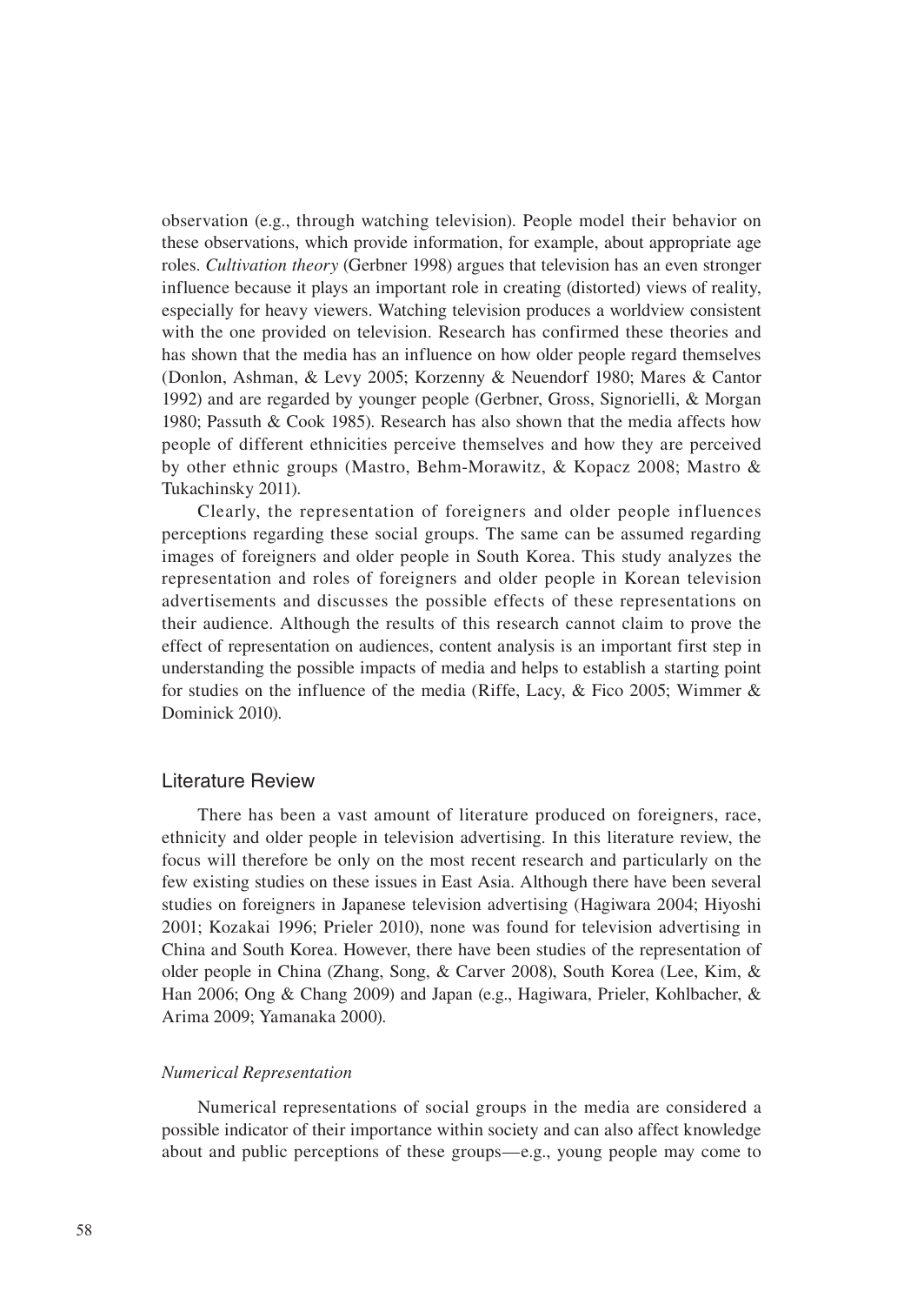observation (e.g., through watching television). People model their behavior on these observations, which provide information, for example, about appropriate age roles. *Cultivation theory* (Gerbner 1998) argues that television has an even stronger influence because it plays an important role in creating (distorted) views of reality, especially for heavy viewers. Watching television produces a worldview consistent with the one provided on television. Research has confirmed these theories and has shown that the media has an influence on how older people regard themselves (Donlon, Ashman, & Levy 2005; Korzenny & Neuendorf 1980; Mares & Cantor 1992) and are regarded by younger people (Gerbner, Gross, Signorielli, & Morgan 1980; Passuth & Cook 1985). Research has also shown that the media affects how people of different ethnicities perceive themselves and how they are perceived by other ethnic groups (Mastro, Behm-Morawitz, & Kopacz 2008; Mastro & Tukachinsky 2011).

Clearly, the representation of foreigners and older people influences perceptions regarding these social groups. The same can be assumed regarding images of foreigners and older people in South Korea. This study analyzes the representation and roles of foreigners and older people in Korean television advertisements and discusses the possible effects of these representations on their audience. Although the results of this research cannot claim to prove the effect of representation on audiences, content analysis is an important first step in understanding the possible impacts of media and helps to establish a starting point for studies on the influence of the media (Riffe, Lacy, & Fico 2005; Wimmer & Dominick 2010).

## Literature Review

There has been a vast amount of literature produced on foreigners, race, ethnicity and older people in television advertising. In this literature review, the focus will therefore be only on the most recent research and particularly on the few existing studies on these issues in East Asia. Although there have been several studies on foreigners in Japanese television advertising (Hagiwara 2004; Hiyoshi 2001; Kozakai 1996; Prieler 2010), none was found for television advertising in China and South Korea. However, there have been studies of the representation of older people in China (Zhang, Song, & Carver 2008), South Korea (Lee, Kim, & Han 2006; Ong & Chang 2009) and Japan (e.g., Hagiwara, Prieler, Kohlbacher, & Arima 2009; Yamanaka 2000).

### *Numerical Representation*

Numerical representations of social groups in the media are considered a possible indicator of their importance within society and can also affect knowledge about and public perceptions of these groups—e.g., young people may come to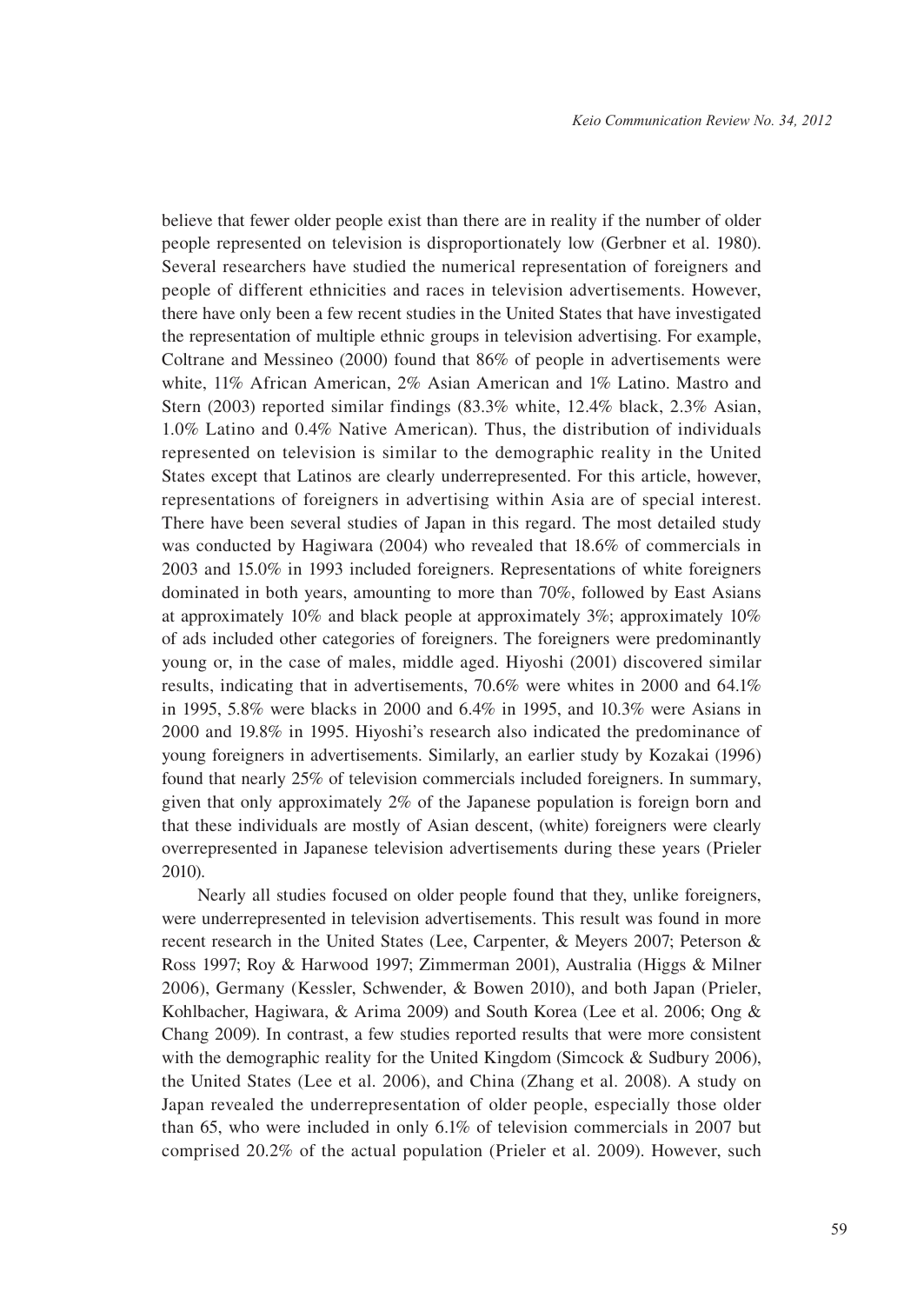believe that fewer older people exist than there are in reality if the number of older people represented on television is disproportionately low (Gerbner et al. 1980). Several researchers have studied the numerical representation of foreigners and people of different ethnicities and races in television advertisements. However, there have only been a few recent studies in the United States that have investigated the representation of multiple ethnic groups in television advertising. For example, Coltrane and Messineo (2000) found that 86% of people in advertisements were white, 11% African American, 2% Asian American and 1% Latino. Mastro and Stern (2003) reported similar findings (83.3% white, 12.4% black, 2.3% Asian, 1.0% Latino and 0.4% Native American). Thus, the distribution of individuals represented on television is similar to the demographic reality in the United States except that Latinos are clearly underrepresented. For this article, however, representations of foreigners in advertising within Asia are of special interest. There have been several studies of Japan in this regard. The most detailed study was conducted by Hagiwara (2004) who revealed that 18.6% of commercials in 2003 and 15.0% in 1993 included foreigners. Representations of white foreigners dominated in both years, amounting to more than 70%, followed by East Asians at approximately 10% and black people at approximately 3%; approximately 10% of ads included other categories of foreigners. The foreigners were predominantly young or, in the case of males, middle aged. Hiyoshi (2001) discovered similar results, indicating that in advertisements, 70.6% were whites in 2000 and 64.1% in 1995, 5.8% were blacks in 2000 and 6.4% in 1995, and 10.3% were Asians in 2000 and 19.8% in 1995. Hiyoshi's research also indicated the predominance of young foreigners in advertisements. Similarly, an earlier study by Kozakai (1996) found that nearly 25% of television commercials included foreigners. In summary, given that only approximately 2% of the Japanese population is foreign born and that these individuals are mostly of Asian descent, (white) foreigners were clearly overrepresented in Japanese television advertisements during these years (Prieler 2010).

Nearly all studies focused on older people found that they, unlike foreigners, were underrepresented in television advertisements. This result was found in more recent research in the United States (Lee, Carpenter, & Meyers 2007; Peterson & Ross 1997; Roy & Harwood 1997; Zimmerman 2001), Australia (Higgs & Milner 2006), Germany (Kessler, Schwender, & Bowen 2010), and both Japan (Prieler, Kohlbacher, Hagiwara, & Arima 2009) and South Korea (Lee et al. 2006; Ong & Chang 2009). In contrast, a few studies reported results that were more consistent with the demographic reality for the United Kingdom (Simcock & Sudbury 2006), the United States (Lee et al. 2006), and China (Zhang et al. 2008). A study on Japan revealed the underrepresentation of older people, especially those older than 65, who were included in only 6.1% of television commercials in 2007 but comprised 20.2% of the actual population (Prieler et al. 2009). However, such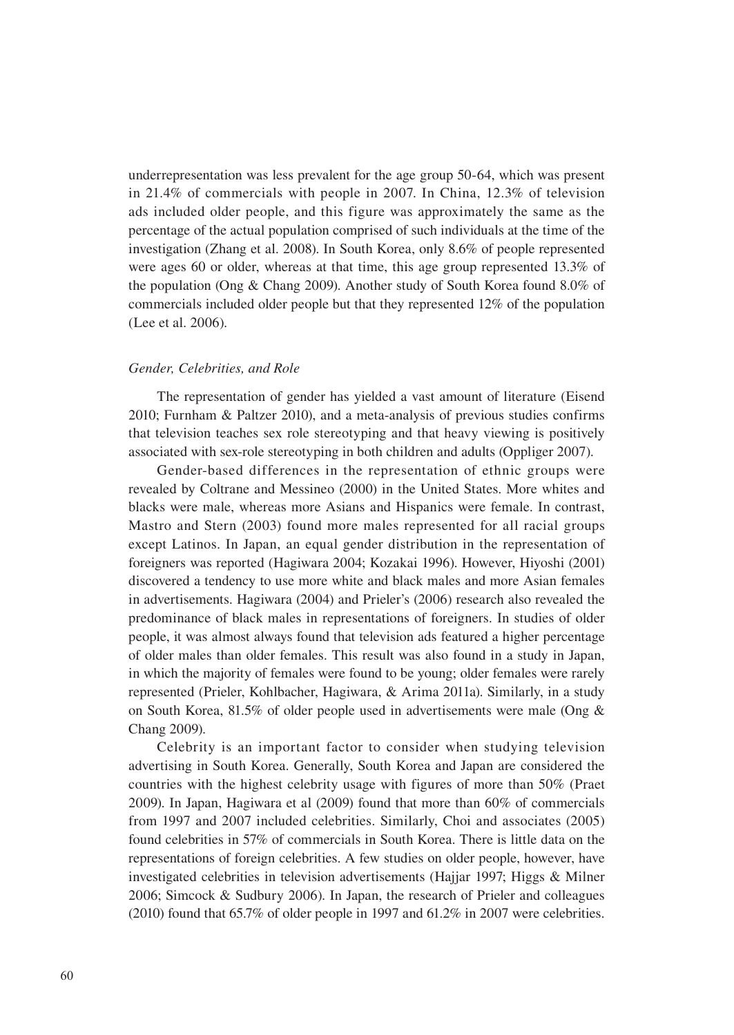underrepresentation was less prevalent for the age group 50-64, which was present in 21.4% of commercials with people in 2007. In China, 12.3% of television ads included older people, and this figure was approximately the same as the percentage of the actual population comprised of such individuals at the time of the investigation (Zhang et al. 2008). In South Korea, only 8.6% of people represented were ages 60 or older, whereas at that time, this age group represented 13.3% of the population (Ong & Chang 2009). Another study of South Korea found 8.0% of commercials included older people but that they represented 12% of the population (Lee et al. 2006).

### *Gender, Celebrities, and Role*

The representation of gender has yielded a vast amount of literature (Eisend 2010; Furnham & Paltzer 2010), and a meta-analysis of previous studies confirms that television teaches sex role stereotyping and that heavy viewing is positively associated with sex-role stereotyping in both children and adults (Oppliger 2007).

Gender-based differences in the representation of ethnic groups were revealed by Coltrane and Messineo (2000) in the United States. More whites and blacks were male, whereas more Asians and Hispanics were female. In contrast, Mastro and Stern (2003) found more males represented for all racial groups except Latinos. In Japan, an equal gender distribution in the representation of foreigners was reported (Hagiwara 2004; Kozakai 1996). However, Hiyoshi (2001) discovered a tendency to use more white and black males and more Asian females in advertisements. Hagiwara (2004) and Prieler's (2006) research also revealed the predominance of black males in representations of foreigners. In studies of older people, it was almost always found that television ads featured a higher percentage of older males than older females. This result was also found in a study in Japan, in which the majority of females were found to be young; older females were rarely represented (Prieler, Kohlbacher, Hagiwara, & Arima 2011a). Similarly, in a study on South Korea, 81.5% of older people used in advertisements were male (Ong & Chang 2009).

Celebrity is an important factor to consider when studying television advertising in South Korea. Generally, South Korea and Japan are considered the countries with the highest celebrity usage with figures of more than 50% (Praet 2009). In Japan, Hagiwara et al (2009) found that more than 60% of commercials from 1997 and 2007 included celebrities. Similarly, Choi and associates (2005) found celebrities in 57% of commercials in South Korea. There is little data on the representations of foreign celebrities. A few studies on older people, however, have investigated celebrities in television advertisements (Hajjar 1997; Higgs & Milner 2006; Simcock & Sudbury 2006). In Japan, the research of Prieler and colleagues (2010) found that 65.7% of older people in 1997 and 61.2% in 2007 were celebrities.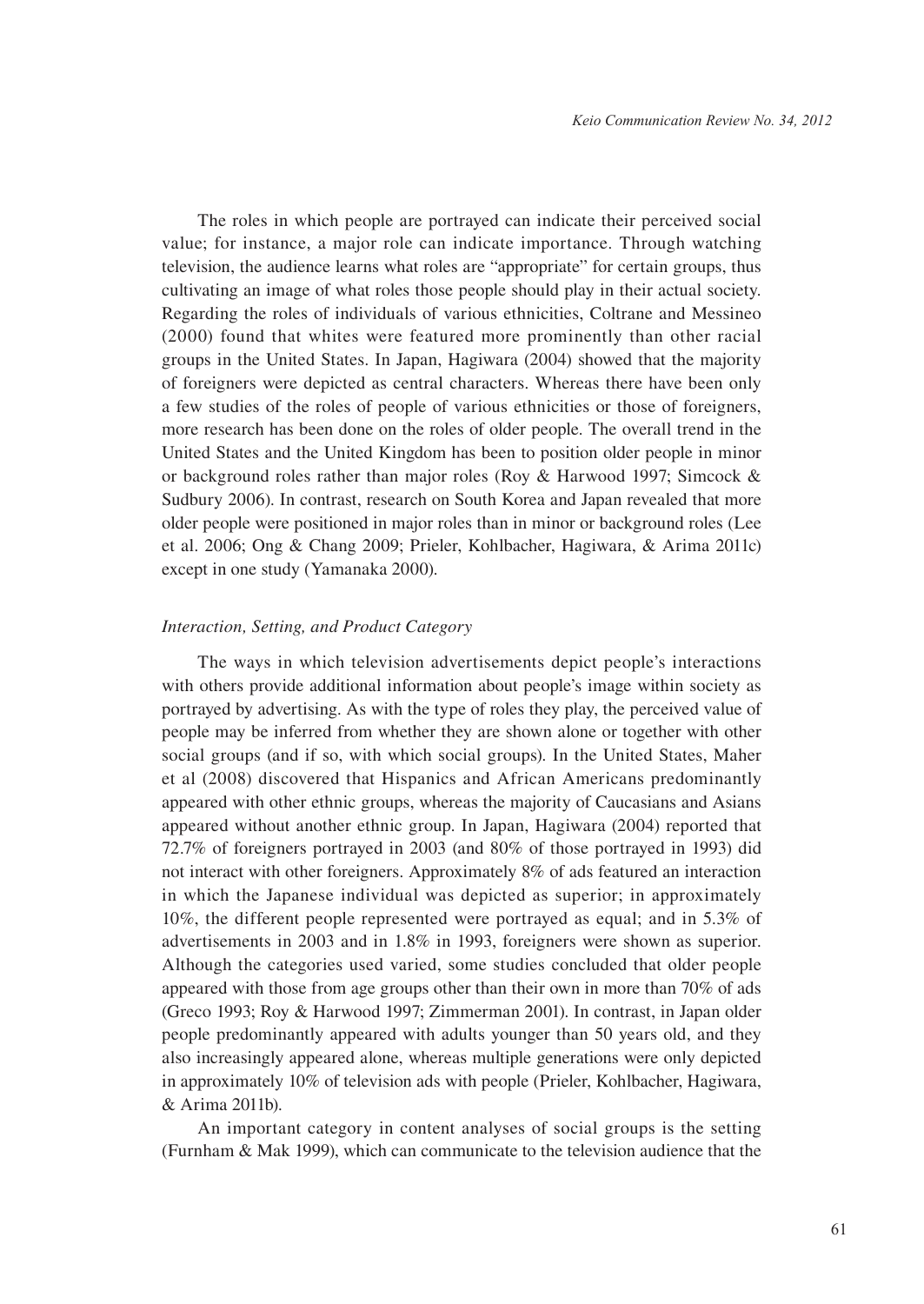The roles in which people are portrayed can indicate their perceived social value; for instance, a major role can indicate importance. Through watching television, the audience learns what roles are "appropriate" for certain groups, thus cultivating an image of what roles those people should play in their actual society. Regarding the roles of individuals of various ethnicities, Coltrane and Messineo (2000) found that whites were featured more prominently than other racial groups in the United States. In Japan, Hagiwara (2004) showed that the majority of foreigners were depicted as central characters. Whereas there have been only a few studies of the roles of people of various ethnicities or those of foreigners, more research has been done on the roles of older people. The overall trend in the United States and the United Kingdom has been to position older people in minor or background roles rather than major roles (Roy & Harwood 1997; Simcock & Sudbury 2006). In contrast, research on South Korea and Japan revealed that more older people were positioned in major roles than in minor or background roles (Lee et al. 2006; Ong & Chang 2009; Prieler, Kohlbacher, Hagiwara, & Arima 2011c) except in one study (Yamanaka 2000).

### *Interaction, Setting, and Product Category*

The ways in which television advertisements depict people's interactions with others provide additional information about people's image within society as portrayed by advertising. As with the type of roles they play, the perceived value of people may be inferred from whether they are shown alone or together with other social groups (and if so, with which social groups). In the United States, Maher et al (2008) discovered that Hispanics and African Americans predominantly appeared with other ethnic groups, whereas the majority of Caucasians and Asians appeared without another ethnic group. In Japan, Hagiwara (2004) reported that 72.7% of foreigners portrayed in 2003 (and 80% of those portrayed in 1993) did not interact with other foreigners. Approximately 8% of ads featured an interaction in which the Japanese individual was depicted as superior; in approximately 10%, the different people represented were portrayed as equal; and in 5.3% of advertisements in 2003 and in 1.8% in 1993, foreigners were shown as superior. Although the categories used varied, some studies concluded that older people appeared with those from age groups other than their own in more than 70% of ads (Greco 1993; Roy & Harwood 1997; Zimmerman 2001). In contrast, in Japan older people predominantly appeared with adults younger than 50 years old, and they also increasingly appeared alone, whereas multiple generations were only depicted in approximately 10% of television ads with people (Prieler, Kohlbacher, Hagiwara, & Arima 2011b).

An important category in content analyses of social groups is the setting (Furnham & Mak 1999), which can communicate to the television audience that the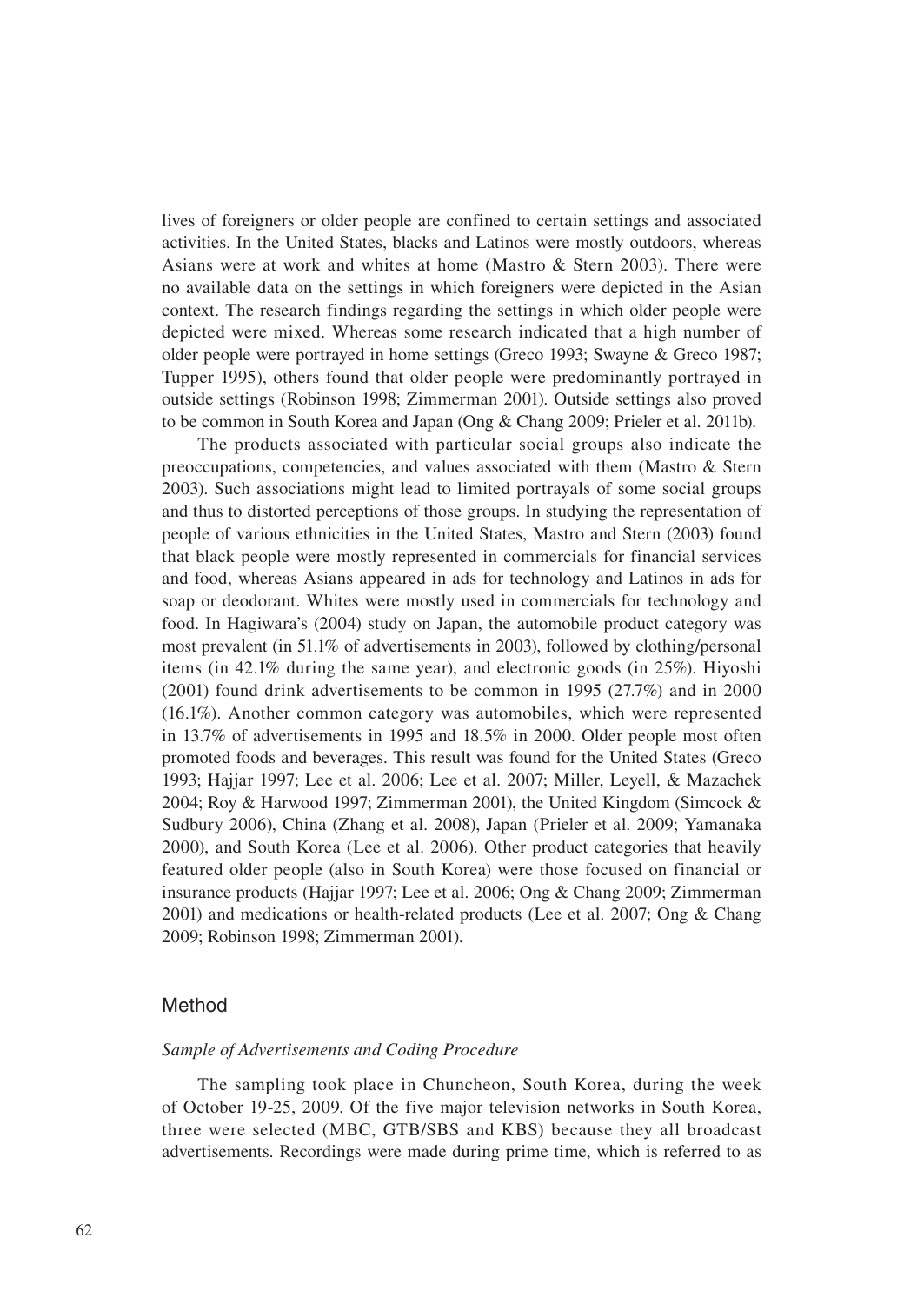lives of foreigners or older people are confined to certain settings and associated activities. In the United States, blacks and Latinos were mostly outdoors, whereas Asians were at work and whites at home (Mastro & Stern 2003). There were no available data on the settings in which foreigners were depicted in the Asian context. The research findings regarding the settings in which older people were depicted were mixed. Whereas some research indicated that a high number of older people were portrayed in home settings (Greco 1993; Swayne & Greco 1987; Tupper 1995), others found that older people were predominantly portrayed in outside settings (Robinson 1998; Zimmerman 2001). Outside settings also proved to be common in South Korea and Japan (Ong & Chang 2009; Prieler et al. 2011b).

The products associated with particular social groups also indicate the preoccupations, competencies, and values associated with them (Mastro & Stern 2003). Such associations might lead to limited portrayals of some social groups and thus to distorted perceptions of those groups. In studying the representation of people of various ethnicities in the United States, Mastro and Stern (2003) found that black people were mostly represented in commercials for financial services and food, whereas Asians appeared in ads for technology and Latinos in ads for soap or deodorant. Whites were mostly used in commercials for technology and food. In Hagiwara's (2004) study on Japan, the automobile product category was most prevalent (in 51.1% of advertisements in 2003), followed by clothing/personal items (in 42.1% during the same year), and electronic goods (in 25%). Hiyoshi (2001) found drink advertisements to be common in 1995 (27.7%) and in 2000 (16.1%). Another common category was automobiles, which were represented in 13.7% of advertisements in 1995 and 18.5% in 2000. Older people most often promoted foods and beverages. This result was found for the United States (Greco 1993; Hajjar 1997; Lee et al. 2006; Lee et al. 2007; Miller, Leyell, & Mazachek 2004; Roy & Harwood 1997; Zimmerman 2001), the United Kingdom (Simcock & Sudbury 2006), China (Zhang et al. 2008), Japan (Prieler et al. 2009; Yamanaka 2000), and South Korea (Lee et al. 2006). Other product categories that heavily featured older people (also in South Korea) were those focused on financial or insurance products (Hajjar 1997; Lee et al. 2006; Ong & Chang 2009; Zimmerman 2001) and medications or health-related products (Lee et al. 2007; Ong & Chang 2009; Robinson 1998; Zimmerman 2001).

## Method

### *Sample of Advertisements and Coding Procedure*

The sampling took place in Chuncheon, South Korea, during the week of October 19-25, 2009. Of the five major television networks in South Korea, three were selected (MBC, GTB/SBS and KBS) because they all broadcast advertisements. Recordings were made during prime time, which is referred to as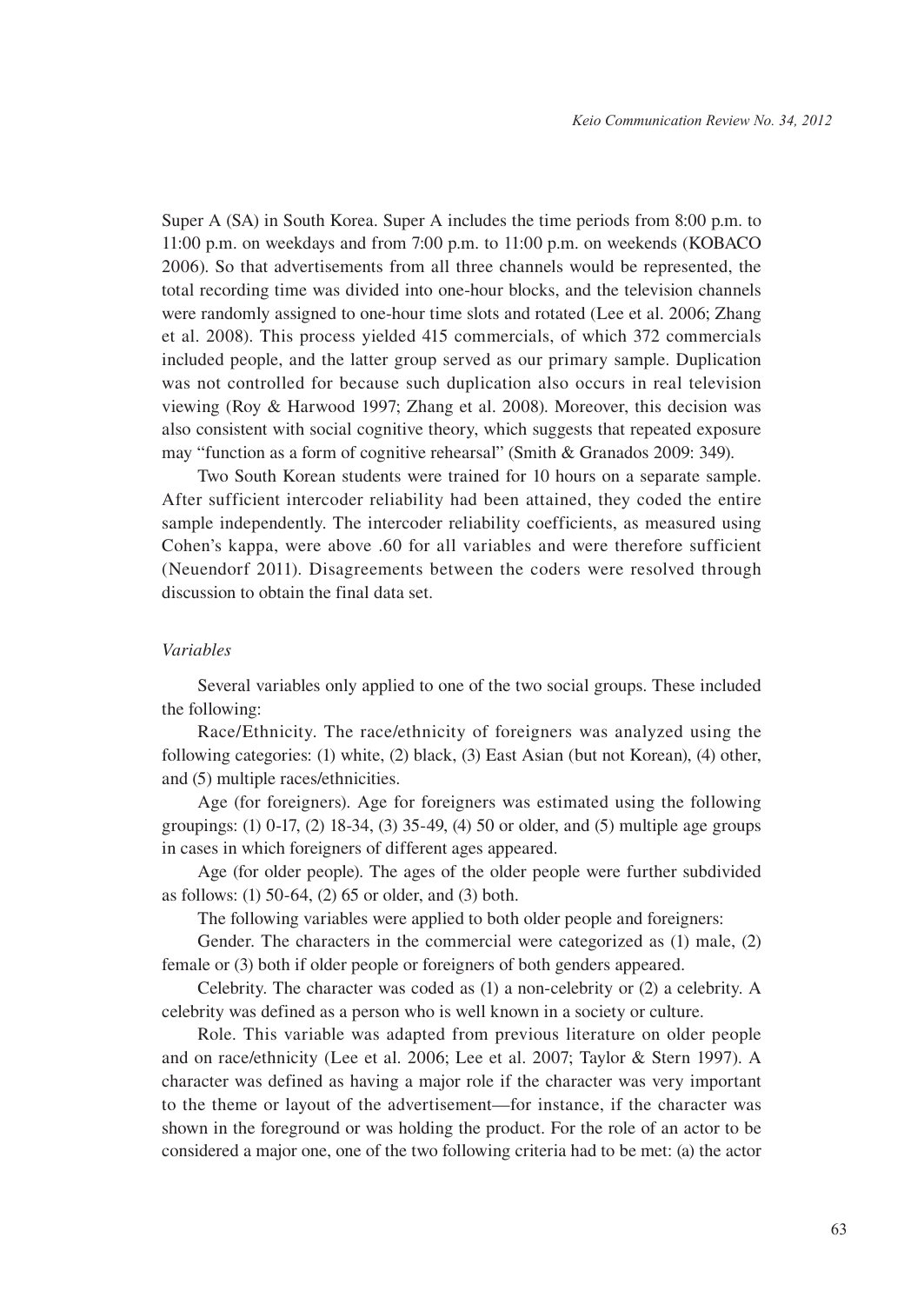Super A (SA) in South Korea. Super A includes the time periods from 8:00 p.m. to 11:00 p.m. on weekdays and from 7:00 p.m. to 11:00 p.m. on weekends (KOBACO 2006). So that advertisements from all three channels would be represented, the total recording time was divided into one-hour blocks, and the television channels were randomly assigned to one-hour time slots and rotated (Lee et al. 2006; Zhang et al. 2008). This process yielded 415 commercials, of which 372 commercials included people, and the latter group served as our primary sample. Duplication was not controlled for because such duplication also occurs in real television viewing (Roy & Harwood 1997; Zhang et al. 2008). Moreover, this decision was also consistent with social cognitive theory, which suggests that repeated exposure may "function as a form of cognitive rehearsal" (Smith & Granados 2009: 349).

Two South Korean students were trained for 10 hours on a separate sample. After sufficient intercoder reliability had been attained, they coded the entire sample independently. The intercoder reliability coefficients, as measured using Cohen's kappa, were above .60 for all variables and were therefore sufficient (Neuendorf 2011). Disagreements between the coders were resolved through discussion to obtain the final data set.

*Variables*

Several variables only applied to one of the two social groups. These included the following:

Race/Ethnicity. The race/ethnicity of foreigners was analyzed using the following categories: (1) white, (2) black, (3) East Asian (but not Korean), (4) other, and (5) multiple races/ethnicities.

Age (for foreigners). Age for foreigners was estimated using the following groupings: (1) 0-17, (2) 18-34, (3) 35-49, (4) 50 or older, and (5) multiple age groups in cases in which foreigners of different ages appeared.

Age (for older people). The ages of the older people were further subdivided as follows: (1) 50-64, (2) 65 or older, and (3) both.

The following variables were applied to both older people and foreigners:

Gender. The characters in the commercial were categorized as (1) male, (2) female or (3) both if older people or foreigners of both genders appeared.

Celebrity. The character was coded as (1) a non-celebrity or (2) a celebrity. A celebrity was defined as a person who is well known in a society or culture.

Role. This variable was adapted from previous literature on older people and on race/ethnicity (Lee et al. 2006; Lee et al. 2007; Taylor & Stern 1997). A character was defined as having a major role if the character was very important to the theme or layout of the advertisement—for instance, if the character was shown in the foreground or was holding the product. For the role of an actor to be considered a major one, one of the two following criteria had to be met: (a) the actor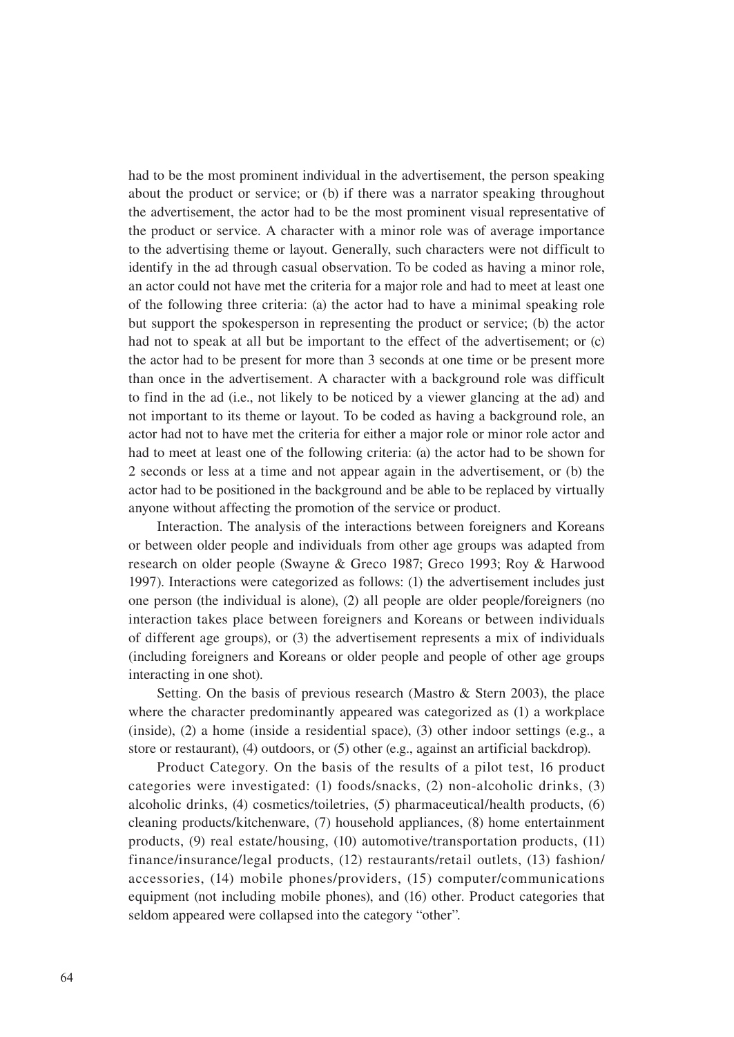had to be the most prominent individual in the advertisement, the person speaking about the product or service; or (b) if there was a narrator speaking throughout the advertisement, the actor had to be the most prominent visual representative of the product or service. A character with a minor role was of average importance to the advertising theme or layout. Generally, such characters were not difficult to identify in the ad through casual observation. To be coded as having a minor role, an actor could not have met the criteria for a major role and had to meet at least one of the following three criteria: (a) the actor had to have a minimal speaking role but support the spokesperson in representing the product or service; (b) the actor had not to speak at all but be important to the effect of the advertisement; or (c) the actor had to be present for more than 3 seconds at one time or be present more than once in the advertisement. A character with a background role was difficult to find in the ad (i.e., not likely to be noticed by a viewer glancing at the ad) and not important to its theme or layout. To be coded as having a background role, an actor had not to have met the criteria for either a major role or minor role actor and had to meet at least one of the following criteria: (a) the actor had to be shown for 2 seconds or less at a time and not appear again in the advertisement, or (b) the actor had to be positioned in the background and be able to be replaced by virtually anyone without affecting the promotion of the service or product.

Interaction. The analysis of the interactions between foreigners and Koreans or between older people and individuals from other age groups was adapted from research on older people (Swayne & Greco 1987; Greco 1993; Roy & Harwood 1997). Interactions were categorized as follows: (1) the advertisement includes just one person (the individual is alone), (2) all people are older people/foreigners (no interaction takes place between foreigners and Koreans or between individuals of different age groups), or (3) the advertisement represents a mix of individuals (including foreigners and Koreans or older people and people of other age groups interacting in one shot).

Setting. On the basis of previous research (Mastro & Stern 2003), the place where the character predominantly appeared was categorized as (1) a workplace (inside), (2) a home (inside a residential space), (3) other indoor settings (e.g., a store or restaurant), (4) outdoors, or (5) other (e.g., against an artificial backdrop).

Product Category. On the basis of the results of a pilot test, 16 product categories were investigated: (1) foods/snacks, (2) non-alcoholic drinks, (3) alcoholic drinks, (4) cosmetics/toiletries, (5) pharmaceutical/health products, (6) cleaning products/kitchenware, (7) household appliances, (8) home entertainment products, (9) real estate/housing, (10) automotive/transportation products, (11) finance/insurance/legal products, (12) restaurants/retail outlets, (13) fashion/accessories, (14) mobile phones/providers, (15) computer/communications equipment (not including mobile phones), and (16) other. Product categories that seldom appeared were collapsed into the category "other".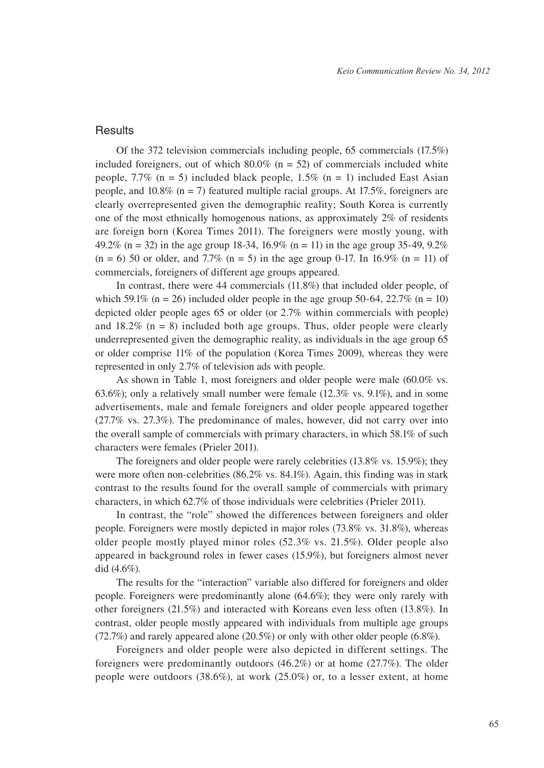## Results

Of the 372 television commercials including people, 65 commercials (17.5%) included foreigners, out of which 80.0% (n = 52) of commercials included white people, 7.7% (n = 5) included black people, 1.5% (n = 1) included East Asian people, and 10.8% (n = 7) featured multiple racial groups. At 17.5%, foreigners are clearly overrepresented given the demographic reality; South Korea is currently one of the most ethnically homogenous nations, as approximately 2% of residents are foreign born (Korea Times 2011). The foreigners were mostly young, with 49.2% (n = 32) in the age group 18-34, 16.9% (n = 11) in the age group 35-49, 9.2% (n = 6) 50 or older, and 7.7% (n = 5) in the age group 0-17. In 16.9% (n = 11) of commercials, foreigners of different age groups appeared.

In contrast, there were 44 commercials (11.8%) that included older people, of which 59.1% (n = 26) included older people in the age group 50-64, 22.7% (n = 10) depicted older people ages 65 or older (or 2.7% within commercials with people) and 18.2% (n = 8) included both age groups. Thus, older people were clearly underrepresented given the demographic reality, as individuals in the age group 65 or older comprise 11% of the population (Korea Times 2009), whereas they were represented in only 2.7% of television ads with people.

As shown in Table 1, most foreigners and older people were male (60.0% vs. 63.6%); only a relatively small number were female (12.3% vs. 9.1%), and in some advertisements, male and female foreigners and older people appeared together (27.7% vs. 27.3%). The predominance of males, however, did not carry over into the overall sample of commercials with primary characters, in which 58.1% of such characters were females (Prieler 2011).

The foreigners and older people were rarely celebrities (13.8% vs. 15.9%); they were more often non-celebrities (86.2% vs. 84.1%). Again, this finding was in stark contrast to the results found for the overall sample of commercials with primary characters, in which 62.7% of those individuals were celebrities (Prieler 2011).

In contrast, the "role" showed the differences between foreigners and older people. Foreigners were mostly depicted in major roles (73.8% vs. 31.8%), whereas older people mostly played minor roles (52.3% vs. 21.5%). Older people also appeared in background roles in fewer cases (15.9%), but foreigners almost never did (4.6%).

The results for the "interaction" variable also differed for foreigners and older people. Foreigners were predominantly alone (64.6%); they were only rarely with other foreigners (21.5%) and interacted with Koreans even less often (13.8%). In contrast, older people mostly appeared with individuals from multiple age groups (72.7%) and rarely appeared alone (20.5%) or only with other older people (6.8%).

Foreigners and older people were also depicted in different settings. The foreigners were predominantly outdoors (46.2%) or at home (27.7%). The older people were outdoors (38.6%), at work (25.0%) or, to a lesser extent, at home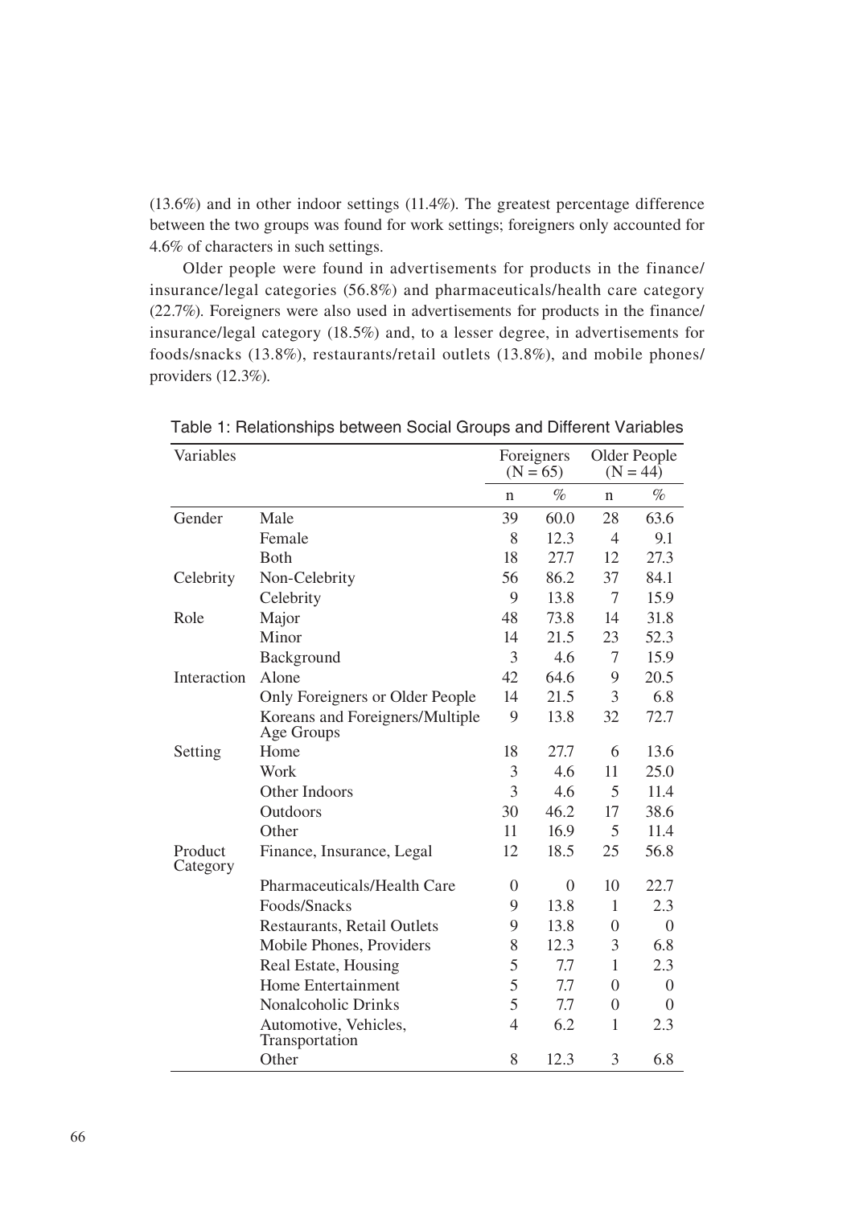(13.6%) and in other indoor settings (11.4%). The greatest percentage difference between the two groups was found for work settings; foreigners only accounted for 4.6% of characters in such settings.

Older people were found in advertisements for products in the finance/insurance/legal categories (56.8%) and pharmaceuticals/health care category (22.7%). Foreigners were also used in advertisements for products in the finance/insurance/legal category (18.5%) and, to a lesser degree, in advertisements for foods/snacks (13.8%), restaurants/retail outlets (13.8%), and mobile phones/providers (12.3%).

Table 1: Relationships between Social Groups and Different Variables

| Variables | | Foreigners (N = 65) | | Older People (N = 44) | |
|---|---|---|---|---|---|
| | | n | % | n | % |
| Gender | Male | 39 | 60.0 | 28 | 63.6 |
| | Female | 8 | 12.3 | 4 | 9.1 |
| | Both | 18 | 27.7 | 12 | 27.3 |
| Celebrity | Non-Celebrity | 56 | 86.2 | 37 | 84.1 |
| | Celebrity | 9 | 13.8 | 7 | 15.9 |
| Role | Major | 48 | 73.8 | 14 | 31.8 |
| | Minor | 14 | 21.5 | 23 | 52.3 |
| | Background | 3 | 4.6 | 7 | 15.9 |
| Interaction | Alone | 42 | 64.6 | 9 | 20.5 |
| | Only Foreigners or Older People | 14 | 21.5 | 3 | 6.8 |
| | Koreans and Foreigners/Multiple Age Groups | 9 | 13.8 | 32 | 72.7 |
| Setting | Home | 18 | 27.7 | 6 | 13.6 |
| | Work | 3 | 4.6 | 11 | 25.0 |
| | Other Indoors | 3 | 4.6 | 5 | 11.4 |
| | Outdoors | 30 | 46.2 | 17 | 38.6 |
| | Other | 11 | 16.9 | 5 | 11.4 |
| Product Category | Finance, Insurance, Legal | 12 | 18.5 | 25 | 56.8 |
| | Pharmaceuticals/Health Care | 0 | 0 | 10 | 22.7 |
| | Foods/Snacks | 9 | 13.8 | 1 | 2.3 |
| | Restaurants, Retail Outlets | 9 | 13.8 | 0 | 0 |
| | Mobile Phones, Providers | 8 | 12.3 | 3 | 6.8 |
| | Real Estate, Housing | 5 | 7.7 | 1 | 2.3 |
| | Home Entertainment | 5 | 7.7 | 0 | 0 |
| | Nonalcoholic Drinks | 5 | 7.7 | 0 | 0 |
| | Automotive, Vehicles, Transportation | 4 | 6.2 | 1 | 2.3 |
| | Other | 8 | 12.3 | 3 | 6.8 |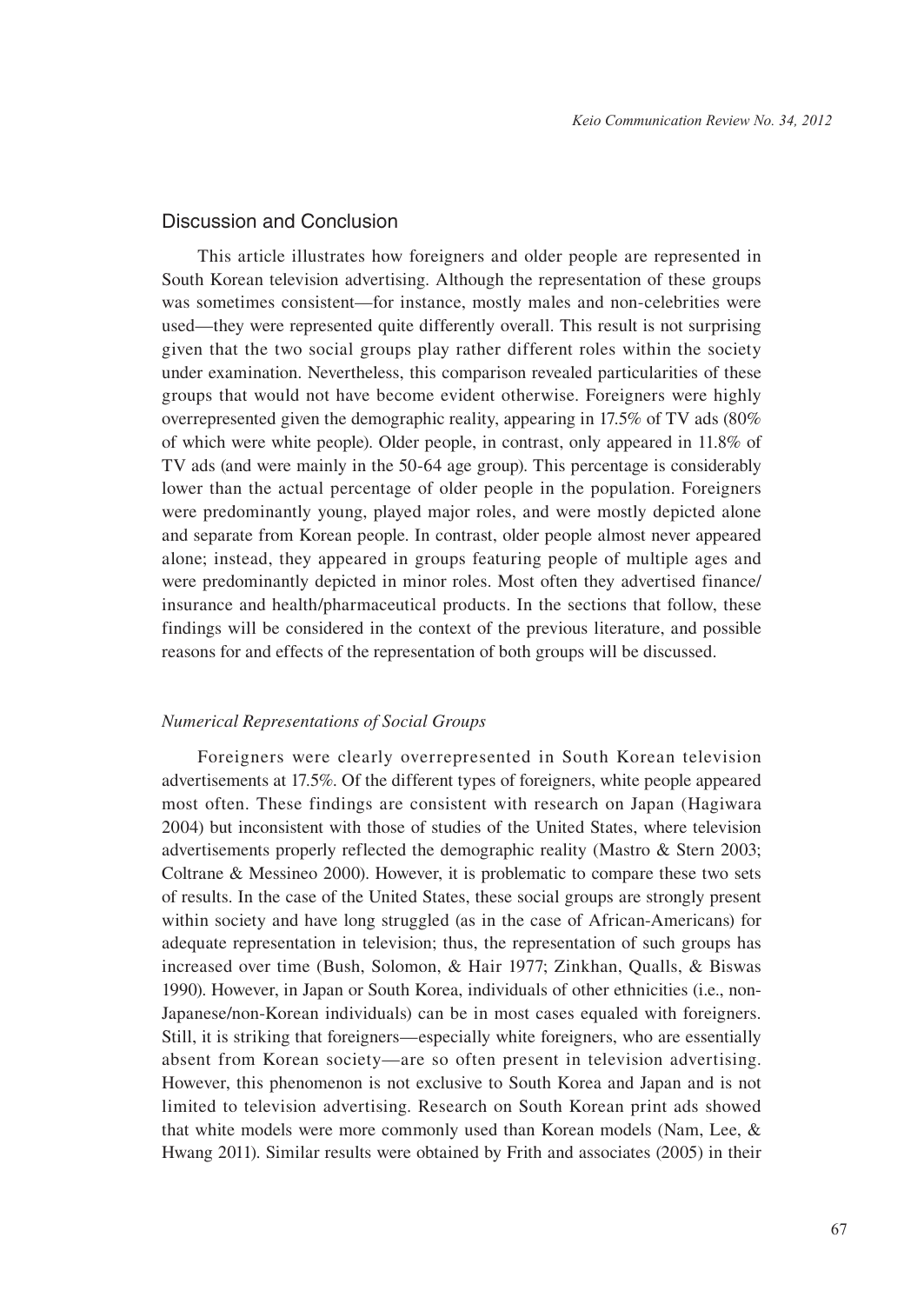## Discussion and Conclusion

This article illustrates how foreigners and older people are represented in South Korean television advertising. Although the representation of these groups was sometimes consistent—for instance, mostly males and non-celebrities were used—they were represented quite differently overall. This result is not surprising given that the two social groups play rather different roles within the society under examination. Nevertheless, this comparison revealed particularities of these groups that would not have become evident otherwise. Foreigners were highly overrepresented given the demographic reality, appearing in 17.5% of TV ads (80% of which were white people). Older people, in contrast, only appeared in 11.8% of TV ads (and were mainly in the 50-64 age group). This percentage is considerably lower than the actual percentage of older people in the population. Foreigners were predominantly young, played major roles, and were mostly depicted alone and separate from Korean people. In contrast, older people almost never appeared alone; instead, they appeared in groups featuring people of multiple ages and were predominantly depicted in minor roles. Most often they advertised finance/insurance and health/pharmaceutical products. In the sections that follow, these findings will be considered in the context of the previous literature, and possible reasons for and effects of the representation of both groups will be discussed.

### *Numerical Representations of Social Groups*

Foreigners were clearly overrepresented in South Korean television advertisements at 17.5%. Of the different types of foreigners, white people appeared most often. These findings are consistent with research on Japan (Hagiwara 2004) but inconsistent with those of studies of the United States, where television advertisements properly reflected the demographic reality (Mastro & Stern 2003; Coltrane & Messineo 2000). However, it is problematic to compare these two sets of results. In the case of the United States, these social groups are strongly present within society and have long struggled (as in the case of African-Americans) for adequate representation in television; thus, the representation of such groups has increased over time (Bush, Solomon, & Hair 1977; Zinkhan, Qualls, & Biswas 1990). However, in Japan or South Korea, individuals of other ethnicities (i.e., non-Japanese/non-Korean individuals) can be in most cases equaled with foreigners. Still, it is striking that foreigners—especially white foreigners, who are essentially absent from Korean society—are so often present in television advertising. However, this phenomenon is not exclusive to South Korea and Japan and is not limited to television advertising. Research on South Korean print ads showed that white models were more commonly used than Korean models (Nam, Lee, & Hwang 2011). Similar results were obtained by Frith and associates (2005) in their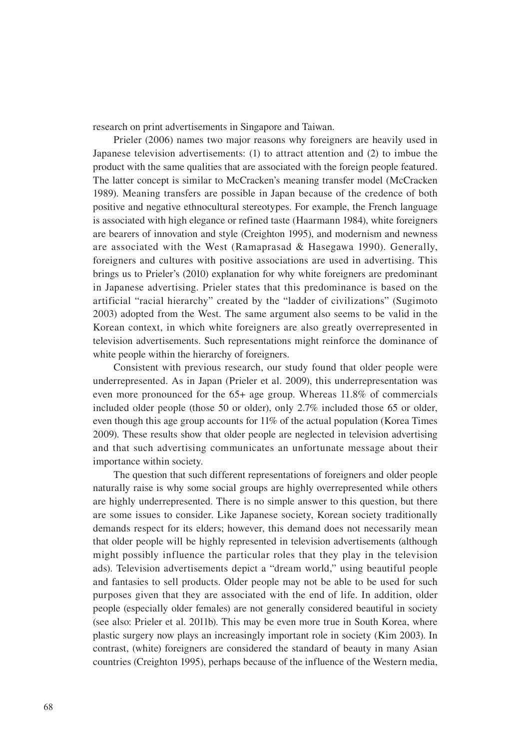research on print advertisements in Singapore and Taiwan.

Prieler (2006) names two major reasons why foreigners are heavily used in Japanese television advertisements: (1) to attract attention and (2) to imbue the product with the same qualities that are associated with the foreign people featured. The latter concept is similar to McCracken's meaning transfer model (McCracken 1989). Meaning transfers are possible in Japan because of the credence of both positive and negative ethnocultural stereotypes. For example, the French language is associated with high elegance or refined taste (Haarmann 1984), white foreigners are bearers of innovation and style (Creighton 1995), and modernism and newness are associated with the West (Ramaprasad & Hasegawa 1990). Generally, foreigners and cultures with positive associations are used in advertising. This brings us to Prieler's (2010) explanation for why white foreigners are predominant in Japanese advertising. Prieler states that this predominance is based on the artificial "racial hierarchy" created by the "ladder of civilizations" (Sugimoto 2003) adopted from the West. The same argument also seems to be valid in the Korean context, in which white foreigners are also greatly overrepresented in television advertisements. Such representations might reinforce the dominance of white people within the hierarchy of foreigners.

Consistent with previous research, our study found that older people were underrepresented. As in Japan (Prieler et al. 2009), this underrepresentation was even more pronounced for the 65+ age group. Whereas 11.8% of commercials included older people (those 50 or older), only 2.7% included those 65 or older, even though this age group accounts for 11% of the actual population (Korea Times 2009). These results show that older people are neglected in television advertising and that such advertising communicates an unfortunate message about their importance within society.

The question that such different representations of foreigners and older people naturally raise is why some social groups are highly overrepresented while others are highly underrepresented. There is no simple answer to this question, but there are some issues to consider. Like Japanese society, Korean society traditionally demands respect for its elders; however, this demand does not necessarily mean that older people will be highly represented in television advertisements (although might possibly influence the particular roles that they play in the television ads). Television advertisements depict a "dream world," using beautiful people and fantasies to sell products. Older people may not be able to be used for such purposes given that they are associated with the end of life. In addition, older people (especially older females) are not generally considered beautiful in society (see also: Prieler et al. 2011b). This may be even more true in South Korea, where plastic surgery now plays an increasingly important role in society (Kim 2003). In contrast, (white) foreigners are considered the standard of beauty in many Asian countries (Creighton 1995), perhaps because of the influence of the Western media,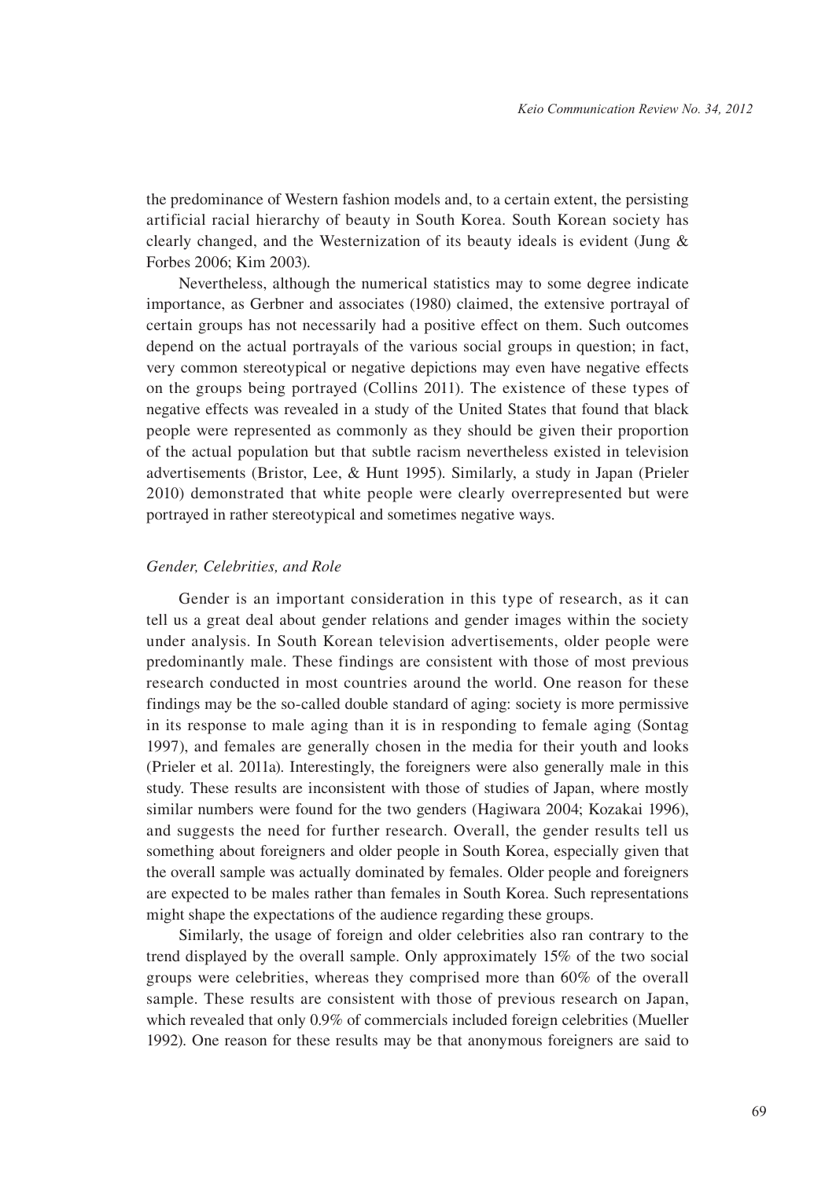the predominance of Western fashion models and, to a certain extent, the persisting artificial racial hierarchy of beauty in South Korea. South Korean society has clearly changed, and the Westernization of its beauty ideals is evident (Jung & Forbes 2006; Kim 2003).

Nevertheless, although the numerical statistics may to some degree indicate importance, as Gerbner and associates (1980) claimed, the extensive portrayal of certain groups has not necessarily had a positive effect on them. Such outcomes depend on the actual portrayals of the various social groups in question; in fact, very common stereotypical or negative depictions may even have negative effects on the groups being portrayed (Collins 2011). The existence of these types of negative effects was revealed in a study of the United States that found that black people were represented as commonly as they should be given their proportion of the actual population but that subtle racism nevertheless existed in television advertisements (Bristor, Lee, & Hunt 1995). Similarly, a study in Japan (Prieler 2010) demonstrated that white people were clearly overrepresented but were portrayed in rather stereotypical and sometimes negative ways.

### *Gender, Celebrities, and Role*

Gender is an important consideration in this type of research, as it can tell us a great deal about gender relations and gender images within the society under analysis. In South Korean television advertisements, older people were predominantly male. These findings are consistent with those of most previous research conducted in most countries around the world. One reason for these findings may be the so-called double standard of aging: society is more permissive in its response to male aging than it is in responding to female aging (Sontag 1997), and females are generally chosen in the media for their youth and looks (Prieler et al. 2011a). Interestingly, the foreigners were also generally male in this study. These results are inconsistent with those of studies of Japan, where mostly similar numbers were found for the two genders (Hagiwara 2004; Kozakai 1996), and suggests the need for further research. Overall, the gender results tell us something about foreigners and older people in South Korea, especially given that the overall sample was actually dominated by females. Older people and foreigners are expected to be males rather than females in South Korea. Such representations might shape the expectations of the audience regarding these groups.

Similarly, the usage of foreign and older celebrities also ran contrary to the trend displayed by the overall sample. Only approximately 15% of the two social groups were celebrities, whereas they comprised more than 60% of the overall sample. These results are consistent with those of previous research on Japan, which revealed that only 0.9% of commercials included foreign celebrities (Mueller 1992). One reason for these results may be that anonymous foreigners are said to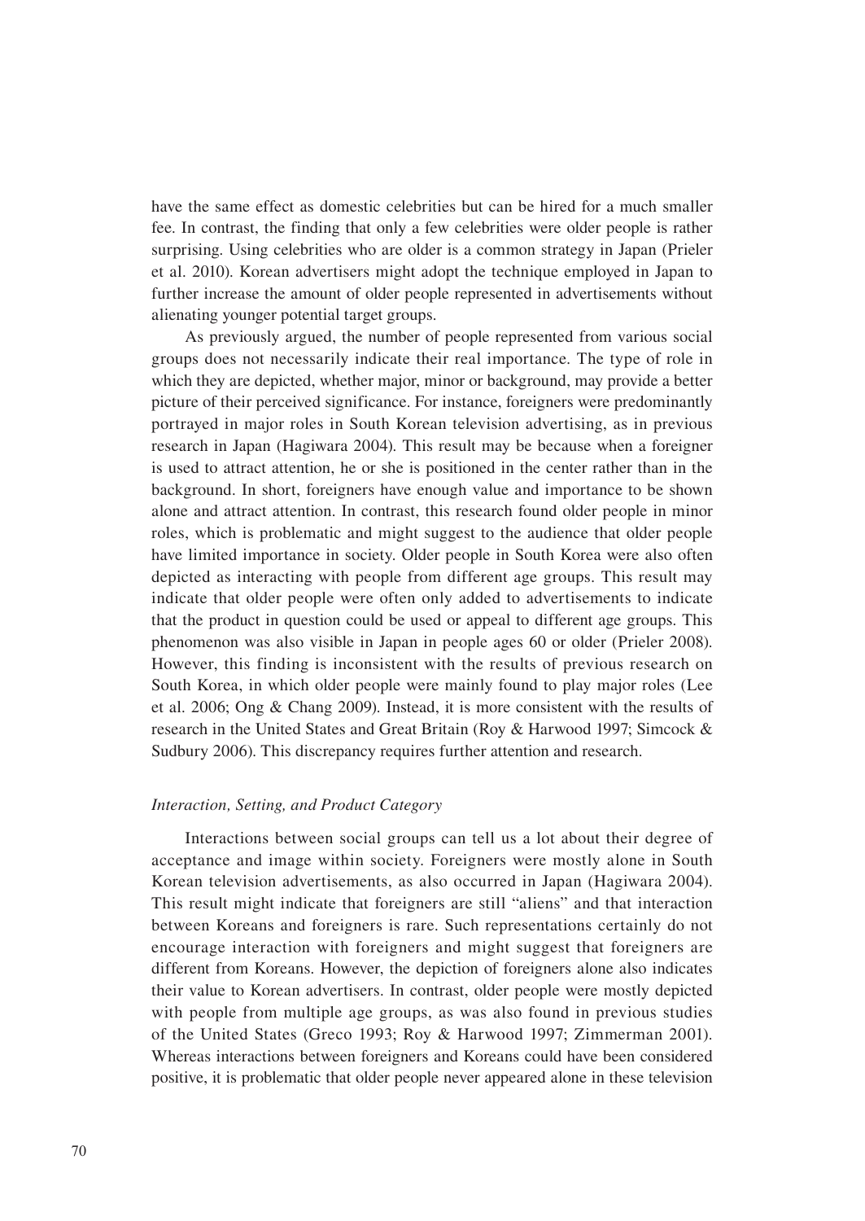have the same effect as domestic celebrities but can be hired for a much smaller fee. In contrast, the finding that only a few celebrities were older people is rather surprising. Using celebrities who are older is a common strategy in Japan (Prieler et al. 2010). Korean advertisers might adopt the technique employed in Japan to further increase the amount of older people represented in advertisements without alienating younger potential target groups.

As previously argued, the number of people represented from various social groups does not necessarily indicate their real importance. The type of role in which they are depicted, whether major, minor or background, may provide a better picture of their perceived significance. For instance, foreigners were predominantly portrayed in major roles in South Korean television advertising, as in previous research in Japan (Hagiwara 2004). This result may be because when a foreigner is used to attract attention, he or she is positioned in the center rather than in the background. In short, foreigners have enough value and importance to be shown alone and attract attention. In contrast, this research found older people in minor roles, which is problematic and might suggest to the audience that older people have limited importance in society. Older people in South Korea were also often depicted as interacting with people from different age groups. This result may indicate that older people were often only added to advertisements to indicate that the product in question could be used or appeal to different age groups. This phenomenon was also visible in Japan in people ages 60 or older (Prieler 2008). However, this finding is inconsistent with the results of previous research on South Korea, in which older people were mainly found to play major roles (Lee et al. 2006; Ong & Chang 2009). Instead, it is more consistent with the results of research in the United States and Great Britain (Roy & Harwood 1997; Simcock & Sudbury 2006). This discrepancy requires further attention and research.

### *Interaction, Setting, and Product Category*

Interactions between social groups can tell us a lot about their degree of acceptance and image within society. Foreigners were mostly alone in South Korean television advertisements, as also occurred in Japan (Hagiwara 2004). This result might indicate that foreigners are still "aliens" and that interaction between Koreans and foreigners is rare. Such representations certainly do not encourage interaction with foreigners and might suggest that foreigners are different from Koreans. However, the depiction of foreigners alone also indicates their value to Korean advertisers. In contrast, older people were mostly depicted with people from multiple age groups, as was also found in previous studies of the United States (Greco 1993; Roy & Harwood 1997; Zimmerman 2001). Whereas interactions between foreigners and Koreans could have been considered positive, it is problematic that older people never appeared alone in these television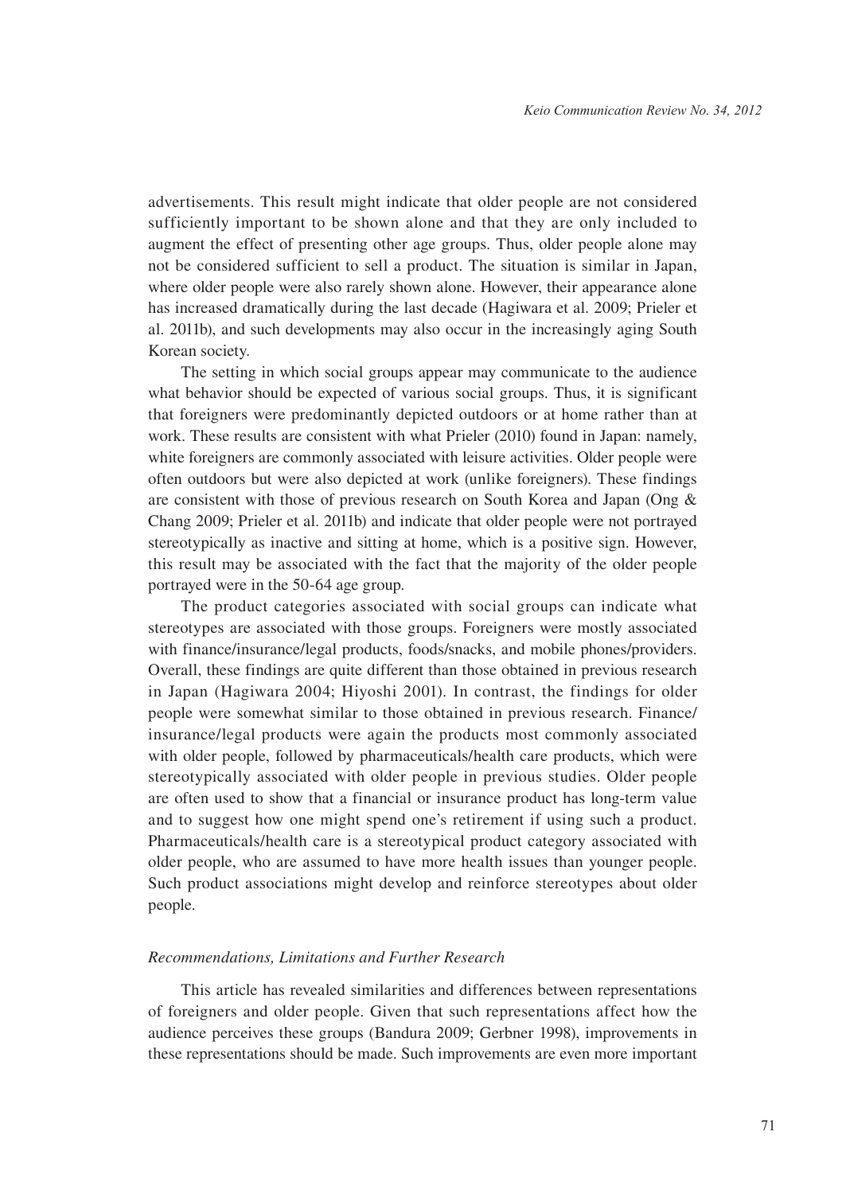advertisements. This result might indicate that older people are not considered sufficiently important to be shown alone and that they are only included to augment the effect of presenting other age groups. Thus, older people alone may not be considered sufficient to sell a product. The situation is similar in Japan, where older people were also rarely shown alone. However, their appearance alone has increased dramatically during the last decade (Hagiwara et al. 2009; Prieler et al. 2011b), and such developments may also occur in the increasingly aging South Korean society.

The setting in which social groups appear may communicate to the audience what behavior should be expected of various social groups. Thus, it is significant that foreigners were predominantly depicted outdoors or at home rather than at work. These results are consistent with what Prieler (2010) found in Japan: namely, white foreigners are commonly associated with leisure activities. Older people were often outdoors but were also depicted at work (unlike foreigners). These findings are consistent with those of previous research on South Korea and Japan (Ong & Chang 2009; Prieler et al. 2011b) and indicate that older people were not portrayed stereotypically as inactive and sitting at home, which is a positive sign. However, this result may be associated with the fact that the majority of the older people portrayed were in the 50-64 age group.

The product categories associated with social groups can indicate what stereotypes are associated with those groups. Foreigners were mostly associated with finance/insurance/legal products, foods/snacks, and mobile phones/providers. Overall, these findings are quite different than those obtained in previous research in Japan (Hagiwara 2004; Hiyoshi 2001). In contrast, the findings for older people were somewhat similar to those obtained in previous research. Finance/insurance/legal products were again the products most commonly associated with older people, followed by pharmaceuticals/health care products, which were stereotypically associated with older people in previous studies. Older people are often used to show that a financial or insurance product has long-term value and to suggest how one might spend one's retirement if using such a product. Pharmaceuticals/health care is a stereotypical product category associated with older people, who are assumed to have more health issues than younger people. Such product associations might develop and reinforce stereotypes about older people.

*Recommendations, Limitations and Further Research*

This article has revealed similarities and differences between representations of foreigners and older people. Given that such representations affect how the audience perceives these groups (Bandura 2009; Gerbner 1998), improvements in these representations should be made. Such improvements are even more important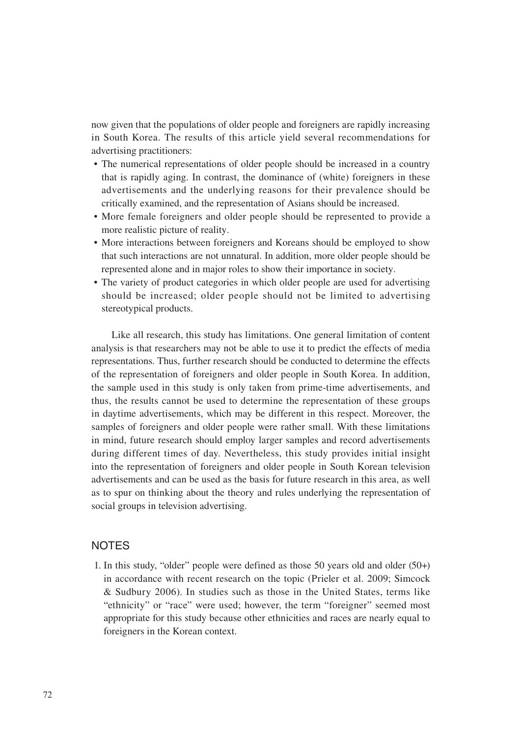now given that the populations of older people and foreigners are rapidly increasing in South Korea. The results of this article yield several recommendations for advertising practitioners:

- The numerical representations of older people should be increased in a country that is rapidly aging. In contrast, the dominance of (white) foreigners in these advertisements and the underlying reasons for their prevalence should be critically examined, and the representation of Asians should be increased.
- More female foreigners and older people should be represented to provide a more realistic picture of reality.
- More interactions between foreigners and Koreans should be employed to show that such interactions are not unnatural. In addition, more older people should be represented alone and in major roles to show their importance in society.
- The variety of product categories in which older people are used for advertising should be increased; older people should not be limited to advertising stereotypical products.

Like all research, this study has limitations. One general limitation of content analysis is that researchers may not be able to use it to predict the effects of media representations. Thus, further research should be conducted to determine the effects of the representation of foreigners and older people in South Korea. In addition, the sample used in this study is only taken from prime-time advertisements, and thus, the results cannot be used to determine the representation of these groups in daytime advertisements, which may be different in this respect. Moreover, the samples of foreigners and older people were rather small. With these limitations in mind, future research should employ larger samples and record advertisements during different times of day. Nevertheless, this study provides initial insight into the representation of foreigners and older people in South Korean television advertisements and can be used as the basis for future research in this area, as well as to spur on thinking about the theory and rules underlying the representation of social groups in television advertising.

## NOTES

1. In this study, "older" people were defined as those 50 years old and older (50+) in accordance with recent research on the topic (Prieler et al. 2009; Simcock & Sudbury 2006). In studies such as those in the United States, terms like "ethnicity" or "race" were used; however, the term "foreigner" seemed most appropriate for this study because other ethnicities and races are nearly equal to foreigners in the Korean context.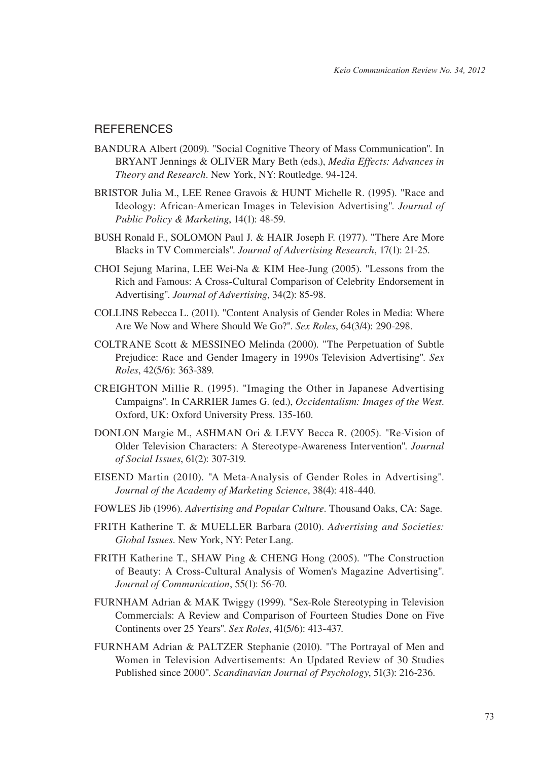## REFERENCES

BANDURA Albert (2009). "Social Cognitive Theory of Mass Communication". In BRYANT Jennings & OLIVER Mary Beth (eds.), *Media Effects: Advances in Theory and Research*. New York, NY: Routledge. 94-124.

BRISTOR Julia M., LEE Renee Gravois & HUNT Michelle R. (1995). "Race and Ideology: African-American Images in Television Advertising". *Journal of Public Policy & Marketing*, 14(1): 48-59.

BUSH Ronald F., SOLOMON Paul J. & HAIR Joseph F. (1977). "There Are More Blacks in TV Commercials". *Journal of Advertising Research*, 17(1): 21-25.

CHOI Sejung Marina, LEE Wei-Na & KIM Hee-Jung (2005). "Lessons from the Rich and Famous: A Cross-Cultural Comparison of Celebrity Endorsement in Advertising". *Journal of Advertising*, 34(2): 85-98.

COLLINS Rebecca L. (2011). "Content Analysis of Gender Roles in Media: Where Are We Now and Where Should We Go?". *Sex Roles*, 64(3/4): 290-298.

COLTRANE Scott & MESSINEO Melinda (2000). "The Perpetuation of Subtle Prejudice: Race and Gender Imagery in 1990s Television Advertising". *Sex Roles*, 42(5/6): 363-389.

CREIGHTON Millie R. (1995). "Imaging the Other in Japanese Advertising Campaigns". In CARRIER James G. (ed.), *Occidentalism: Images of the West*. Oxford, UK: Oxford University Press. 135-160.

DONLON Margie M., ASHMAN Ori & LEVY Becca R. (2005). "Re-Vision of Older Television Characters: A Stereotype-Awareness Intervention". *Journal of Social Issues*, 61(2): 307-319.

EISEND Martin (2010). "A Meta-Analysis of Gender Roles in Advertising". *Journal of the Academy of Marketing Science*, 38(4): 418-440.

FOWLES Jib (1996). *Advertising and Popular Culture*. Thousand Oaks, CA: Sage.

FRITH Katherine T. & MUELLER Barbara (2010). *Advertising and Societies: Global Issues*. New York, NY: Peter Lang.

FRITH Katherine T., SHAW Ping & CHENG Hong (2005). "The Construction of Beauty: A Cross-Cultural Analysis of Women's Magazine Advertising". *Journal of Communication*, 55(1): 56-70.

FURNHAM Adrian & MAK Twiggy (1999). "Sex-Role Stereotyping in Television Commercials: A Review and Comparison of Fourteen Studies Done on Five Continents over 25 Years". *Sex Roles*, 41(5/6): 413-437.

FURNHAM Adrian & PALTZER Stephanie (2010). "The Portrayal of Men and Women in Television Advertisements: An Updated Review of 30 Studies Published since 2000". *Scandinavian Journal of Psychology*, 51(3): 216-236.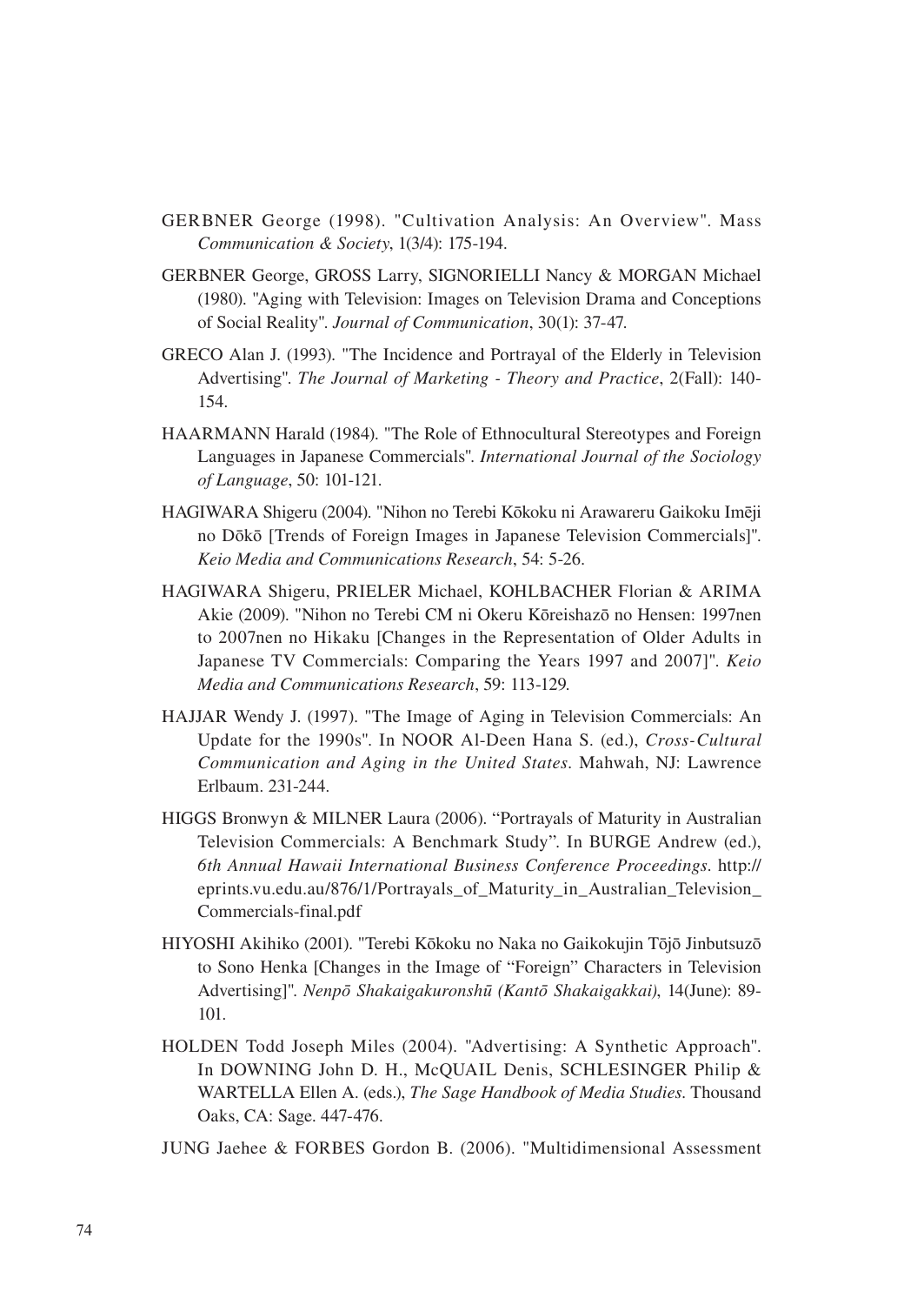GERBNER George (1998). "Cultivation Analysis: An Overview". Mass *Communication & Society*, 1(3/4): 175-194.

GERBNER George, GROSS Larry, SIGNORIELLI Nancy & MORGAN Michael (1980). "Aging with Television: Images on Television Drama and Conceptions of Social Reality". *Journal of Communication*, 30(1): 37-47.

GRECO Alan J. (1993). "The Incidence and Portrayal of the Elderly in Television Advertising". *The Journal of Marketing - Theory and Practice*, 2(Fall): 140-154.

HAARMANN Harald (1984). "The Role of Ethnocultural Stereotypes and Foreign Languages in Japanese Commercials". *International Journal of the Sociology of Language*, 50: 101-121.

HAGIWARA Shigeru (2004). "Nihon no Terebi Kōkoku ni Arawareru Gaikoku Imēji no Dōkō [Trends of Foreign Images in Japanese Television Commercials]". *Keio Media and Communications Research*, 54: 5-26.

HAGIWARA Shigeru, PRIELER Michael, KOHLBACHER Florian & ARIMA Akie (2009). "Nihon no Terebi CM ni Okeru Kōreishazō no Hensen: 1997nen to 2007nen no Hikaku [Changes in the Representation of Older Adults in Japanese TV Commercials: Comparing the Years 1997 and 2007]". *Keio Media and Communications Research*, 59: 113-129.

HAJJAR Wendy J. (1997). "The Image of Aging in Television Commercials: An Update for the 1990s". In NOOR Al-Deen Hana S. (ed.), *Cross-Cultural Communication and Aging in the United States*. Mahwah, NJ: Lawrence Erlbaum. 231-244.

HIGGS Bronwyn & MILNER Laura (2006). "Portrayals of Maturity in Australian Television Commercials: A Benchmark Study". In BURGE Andrew (ed.), *6th Annual Hawaii International Business Conference Proceedings*. http://eprints.vu.edu.au/876/1/Portrayals_of_Maturity_in_Australian_Television_Commercials-final.pdf

HIYOSHI Akihiko (2001). "Terebi Kōkoku no Naka no Gaikokujin Tōjō Jinbutsuzō to Sono Henka [Changes in the Image of "Foreign" Characters in Television Advertising]". *Nenpō Shakaigakuronshū (Kantō Shakaigakkai)*, 14(June): 89-101.

HOLDEN Todd Joseph Miles (2004). "Advertising: A Synthetic Approach". In DOWNING John D. H., McQUAIL Denis, SCHLESINGER Philip & WARTELLA Ellen A. (eds.), *The Sage Handbook of Media Studies*. Thousand Oaks, CA: Sage. 447-476.

JUNG Jaehee & FORBES Gordon B. (2006). "Multidimensional Assessment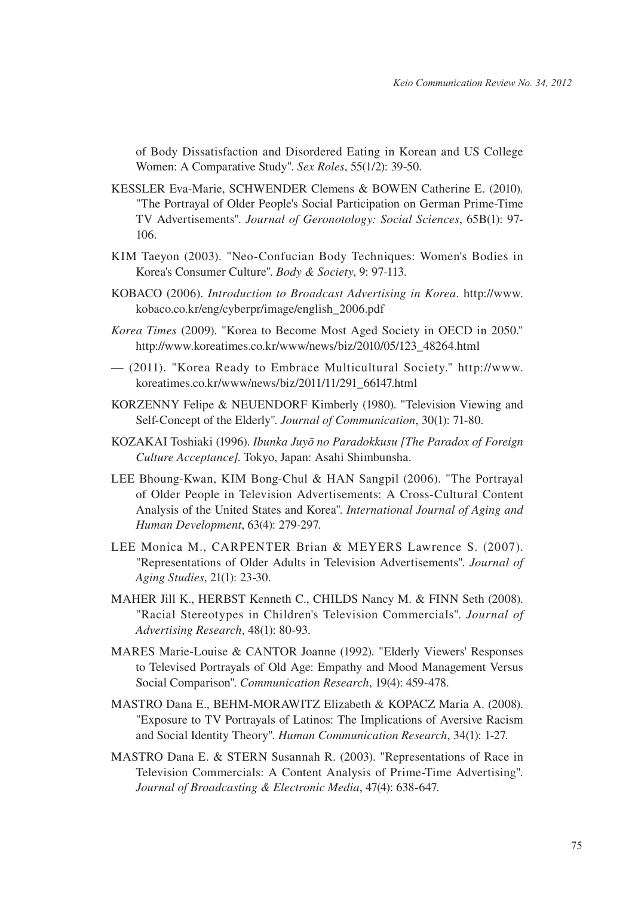of Body Dissatisfaction and Disordered Eating in Korean and US College Women: A Comparative Study". *Sex Roles*, 55(1/2): 39-50.

KESSLER Eva-Marie, SCHWENDER Clemens & BOWEN Catherine E. (2010). "The Portrayal of Older People's Social Participation on German Prime-Time TV Advertisements". *Journal of Geronotology: Social Sciences*, 65B(1): 97-106.

KIM Taeyon (2003). "Neo-Confucian Body Techniques: Women's Bodies in Korea's Consumer Culture". *Body & Society*, 9: 97-113.

KOBACO (2006). *Introduction to Broadcast Advertising in Korea*. http://www.kobaco.co.kr/eng/cyberpr/image/english_2006.pdf

*Korea Times* (2009). "Korea to Become Most Aged Society in OECD in 2050." http://www.koreatimes.co.kr/www/news/biz/2010/05/123_48264.html

— (2011). "Korea Ready to Embrace Multicultural Society." http://www.koreatimes.co.kr/www/news/biz/2011/11/291_66147.html

KORZENNY Felipe & NEUENDORF Kimberly (1980). "Television Viewing and Self-Concept of the Elderly". *Journal of Communication*, 30(1): 71-80.

KOZAKAI Toshiaki (1996). *Ibunka Juyō no Paradokkusu [The Paradox of Foreign Culture Acceptance]*. Tokyo, Japan: Asahi Shimbunsha.

LEE Bhoung-Kwan, KIM Bong-Chul & HAN Sangpil (2006). "The Portrayal of Older People in Television Advertisements: A Cross-Cultural Content Analysis of the United States and Korea". *International Journal of Aging and Human Development*, 63(4): 279-297.

LEE Monica M., CARPENTER Brian & MEYERS Lawrence S. (2007). "Representations of Older Adults in Television Advertisements". *Journal of Aging Studies*, 21(1): 23-30.

MAHER Jill K., HERBST Kenneth C., CHILDS Nancy M. & FINN Seth (2008). "Racial Stereotypes in Children's Television Commercials". *Journal of Advertising Research*, 48(1): 80-93.

MARES Marie-Louise & CANTOR Joanne (1992). "Elderly Viewers' Responses to Televised Portrayals of Old Age: Empathy and Mood Management Versus Social Comparison". *Communication Research*, 19(4): 459-478.

MASTRO Dana E., BEHM-MORAWITZ Elizabeth & KOPACZ Maria A. (2008). "Exposure to TV Portrayals of Latinos: The Implications of Aversive Racism and Social Identity Theory". *Human Communication Research*, 34(1): 1-27.

MASTRO Dana E. & STERN Susannah R. (2003). "Representations of Race in Television Commercials: A Content Analysis of Prime-Time Advertising". *Journal of Broadcasting & Electronic Media*, 47(4): 638-647.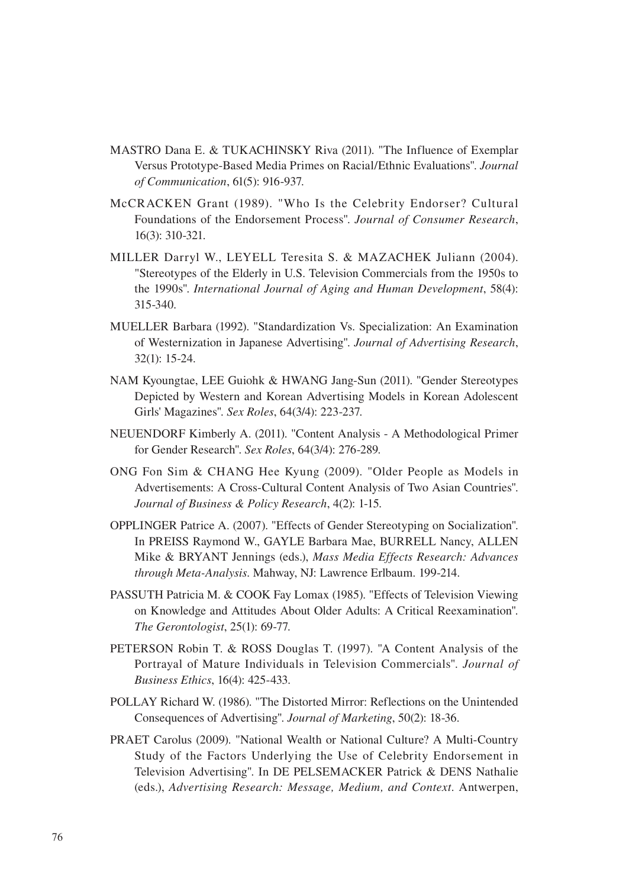MASTRO Dana E. & TUKACHINSKY Riva (2011). "The Influence of Exemplar Versus Prototype-Based Media Primes on Racial/Ethnic Evaluations". *Journal of Communication*, 61(5): 916-937.

McCRACKEN Grant (1989). "Who Is the Celebrity Endorser? Cultural Foundations of the Endorsement Process". *Journal of Consumer Research*, 16(3): 310-321.

MILLER Darryl W., LEYELL Teresita S. & MAZACHEK Juliann (2004). "Stereotypes of the Elderly in U.S. Television Commercials from the 1950s to the 1990s". *International Journal of Aging and Human Development*, 58(4): 315-340.

MUELLER Barbara (1992). "Standardization Vs. Specialization: An Examination of Westernization in Japanese Advertising". *Journal of Advertising Research*, 32(1): 15-24.

NAM Kyoungtae, LEE Guiohk & HWANG Jang-Sun (2011). "Gender Stereotypes Depicted by Western and Korean Advertising Models in Korean Adolescent Girls' Magazines". *Sex Roles*, 64(3/4): 223-237.

NEUENDORF Kimberly A. (2011). "Content Analysis - A Methodological Primer for Gender Research". *Sex Roles*, 64(3/4): 276-289.

ONG Fon Sim & CHANG Hee Kyung (2009). "Older People as Models in Advertisements: A Cross-Cultural Content Analysis of Two Asian Countries". *Journal of Business & Policy Research*, 4(2): 1-15.

OPPLINGER Patrice A. (2007). "Effects of Gender Stereotyping on Socialization". In PREISS Raymond W., GAYLE Barbara Mae, BURRELL Nancy, ALLEN Mike & BRYANT Jennings (eds.), *Mass Media Effects Research: Advances through Meta-Analysis*. Mahway, NJ: Lawrence Erlbaum. 199-214.

PASSUTH Patricia M. & COOK Fay Lomax (1985). "Effects of Television Viewing on Knowledge and Attitudes About Older Adults: A Critical Reexamination". *The Gerontologist*, 25(1): 69-77.

PETERSON Robin T. & ROSS Douglas T. (1997). "A Content Analysis of the Portrayal of Mature Individuals in Television Commercials". *Journal of Business Ethics*, 16(4): 425-433.

POLLAY Richard W. (1986). "The Distorted Mirror: Reflections on the Unintended Consequences of Advertising". *Journal of Marketing*, 50(2): 18-36.

PRAET Carolus (2009). "National Wealth or National Culture? A Multi-Country Study of the Factors Underlying the Use of Celebrity Endorsement in Television Advertising". In DE PELSEMACKER Patrick & DENS Nathalie (eds.), *Advertising Research: Message, Medium, and Context*. Antwerpen,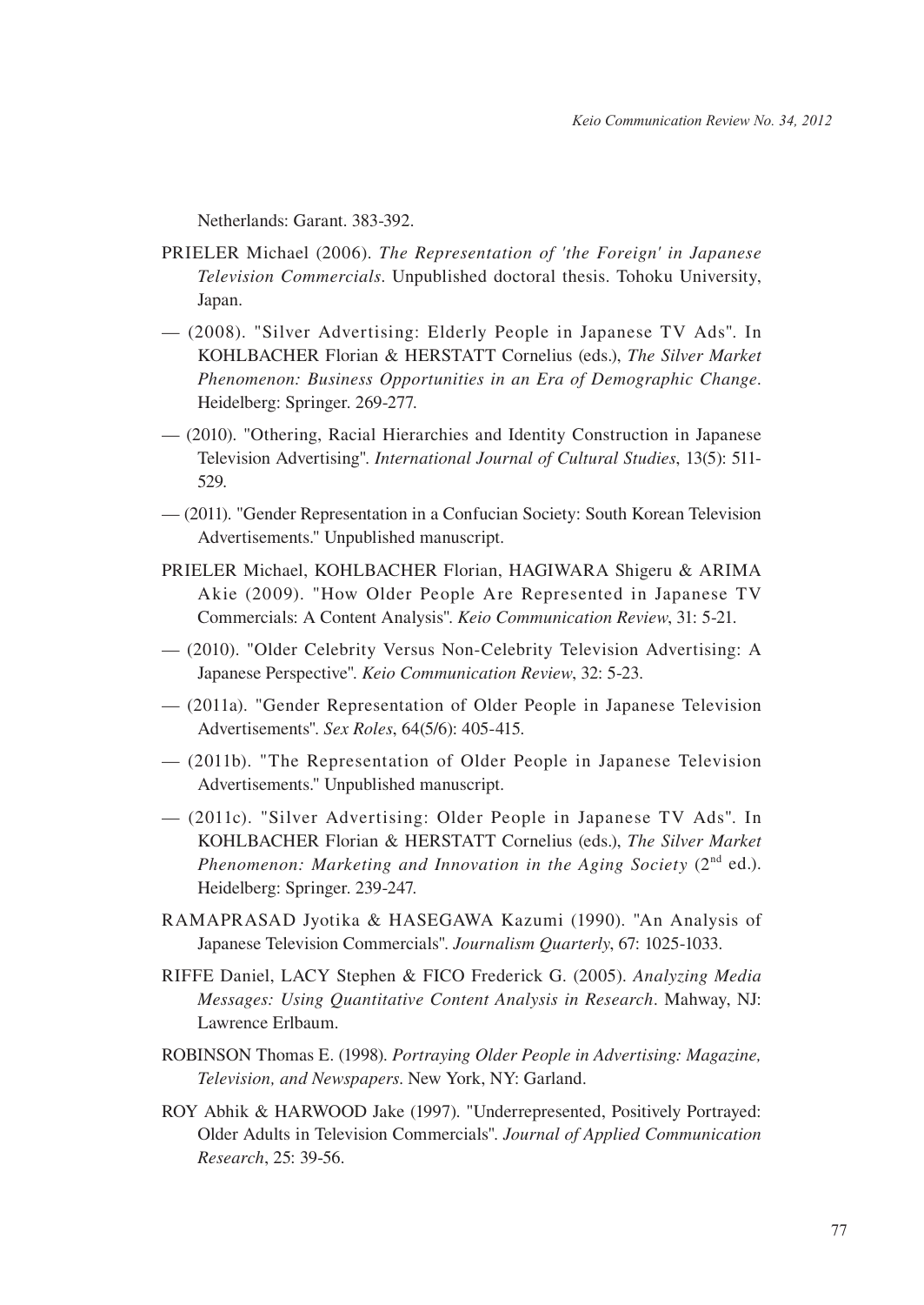Netherlands: Garant. 383-392.

PRIELER Michael (2006). *The Representation of 'the Foreign' in Japanese Television Commercials*. Unpublished doctoral thesis. Tohoku University, Japan.

— (2008). "Silver Advertising: Elderly People in Japanese TV Ads". In KOHLBACHER Florian & HERSTATT Cornelius (eds.), *The Silver Market Phenomenon: Business Opportunities in an Era of Demographic Change*. Heidelberg: Springer. 269-277.

— (2010). "Othering, Racial Hierarchies and Identity Construction in Japanese Television Advertising". *International Journal of Cultural Studies*, 13(5): 511-529.

— (2011). "Gender Representation in a Confucian Society: South Korean Television Advertisements." Unpublished manuscript.

PRIELER Michael, KOHLBACHER Florian, HAGIWARA Shigeru & ARIMA Akie (2009). "How Older People Are Represented in Japanese TV Commercials: A Content Analysis". *Keio Communication Review*, 31: 5-21.

— (2010). "Older Celebrity Versus Non-Celebrity Television Advertising: A Japanese Perspective". *Keio Communication Review*, 32: 5-23.

— (2011a). "Gender Representation of Older People in Japanese Television Advertisements". *Sex Roles*, 64(5/6): 405-415.

— (2011b). "The Representation of Older People in Japanese Television Advertisements." Unpublished manuscript.

— (2011c). "Silver Advertising: Older People in Japanese TV Ads". In KOHLBACHER Florian & HERSTATT Cornelius (eds.), *The Silver Market Phenomenon: Marketing and Innovation in the Aging Society* (2nd ed.). Heidelberg: Springer. 239-247.

RAMAPRASAD Jyotika & HASEGAWA Kazumi (1990). "An Analysis of Japanese Television Commercials". *Journalism Quarterly*, 67: 1025-1033.

RIFFE Daniel, LACY Stephen & FICO Frederick G. (2005). *Analyzing Media Messages: Using Quantitative Content Analysis in Research*. Mahway, NJ: Lawrence Erlbaum.

ROBINSON Thomas E. (1998). *Portraying Older People in Advertising: Magazine, Television, and Newspapers*. New York, NY: Garland.

ROY Abhik & HARWOOD Jake (1997). "Underrepresented, Positively Portrayed: Older Adults in Television Commercials". *Journal of Applied Communication Research*, 25: 39-56.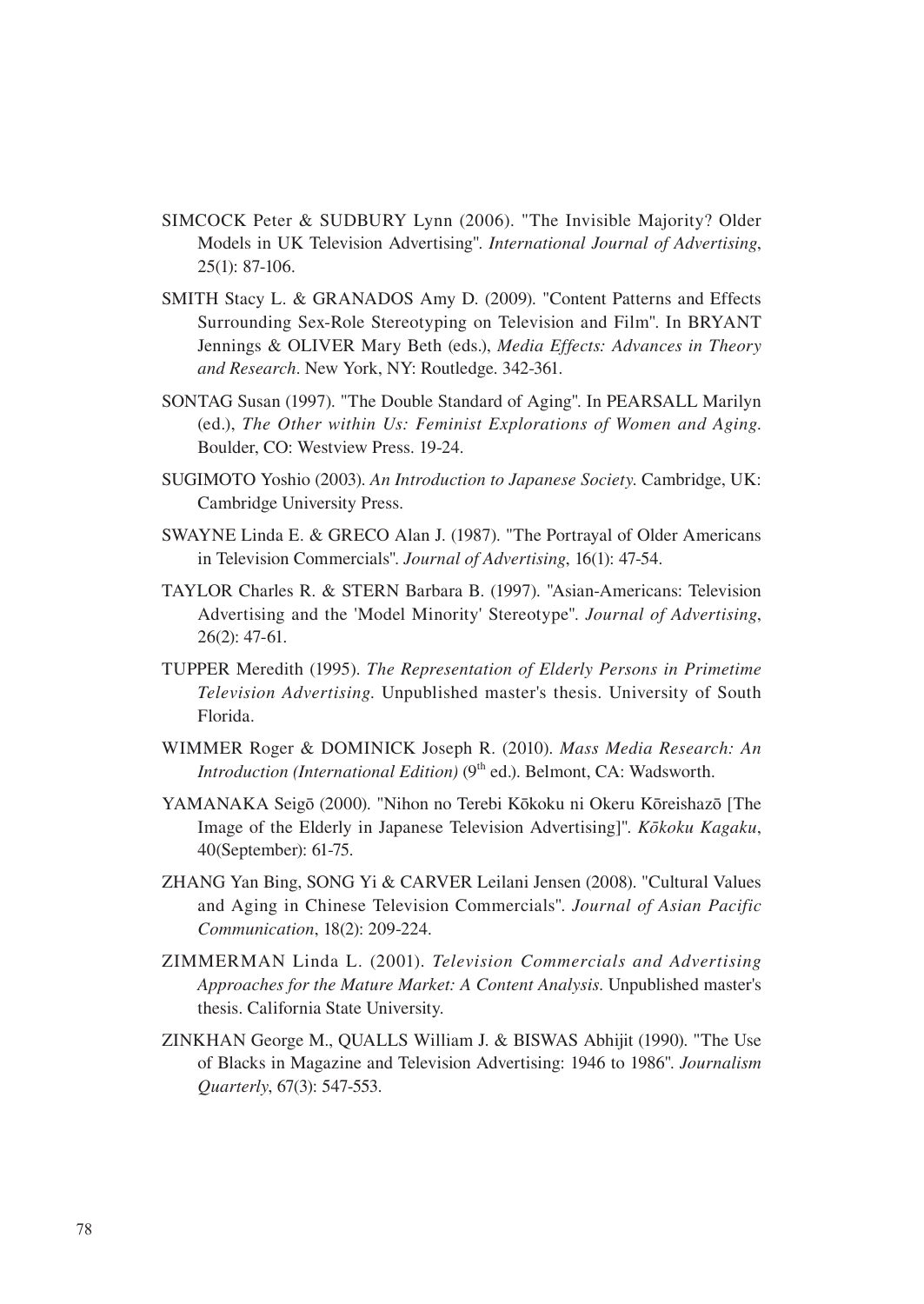SIMCOCK Peter & SUDBURY Lynn (2006). "The Invisible Majority? Older Models in UK Television Advertising". *International Journal of Advertising*, 25(1): 87-106.

SMITH Stacy L. & GRANADOS Amy D. (2009). "Content Patterns and Effects Surrounding Sex-Role Stereotyping on Television and Film". In BRYANT Jennings & OLIVER Mary Beth (eds.), *Media Effects: Advances in Theory and Research*. New York, NY: Routledge. 342-361.

SONTAG Susan (1997). "The Double Standard of Aging". In PEARSALL Marilyn (ed.), *The Other within Us: Feminist Explorations of Women and Aging*. Boulder, CO: Westview Press. 19-24.

SUGIMOTO Yoshio (2003). *An Introduction to Japanese Society*. Cambridge, UK: Cambridge University Press.

SWAYNE Linda E. & GRECO Alan J. (1987). "The Portrayal of Older Americans in Television Commercials". *Journal of Advertising*, 16(1): 47-54.

TAYLOR Charles R. & STERN Barbara B. (1997). "Asian-Americans: Television Advertising and the 'Model Minority' Stereotype". *Journal of Advertising*, 26(2): 47-61.

TUPPER Meredith (1995). *The Representation of Elderly Persons in Primetime Television Advertising*. Unpublished master's thesis. University of South Florida.

WIMMER Roger & DOMINICK Joseph R. (2010). *Mass Media Research: An Introduction (International Edition)* (9th ed.). Belmont, CA: Wadsworth.

YAMANAKA Seigō (2000). "Nihon no Terebi Kōkoku ni Okeru Kōreishazō [The Image of the Elderly in Japanese Television Advertising]". *Kōkoku Kagaku*, 40(September): 61-75.

ZHANG Yan Bing, SONG Yi & CARVER Leilani Jensen (2008). "Cultural Values and Aging in Chinese Television Commercials". *Journal of Asian Pacific Communication*, 18(2): 209-224.

ZIMMERMAN Linda L. (2001). *Television Commercials and Advertising Approaches for the Mature Market: A Content Analysis*. Unpublished master's thesis. California State University.

ZINKHAN George M., QUALLS William J. & BISWAS Abhijit (1990). "The Use of Blacks in Magazine and Television Advertising: 1946 to 1986". *Journalism Quarterly*, 67(3): 547-553.